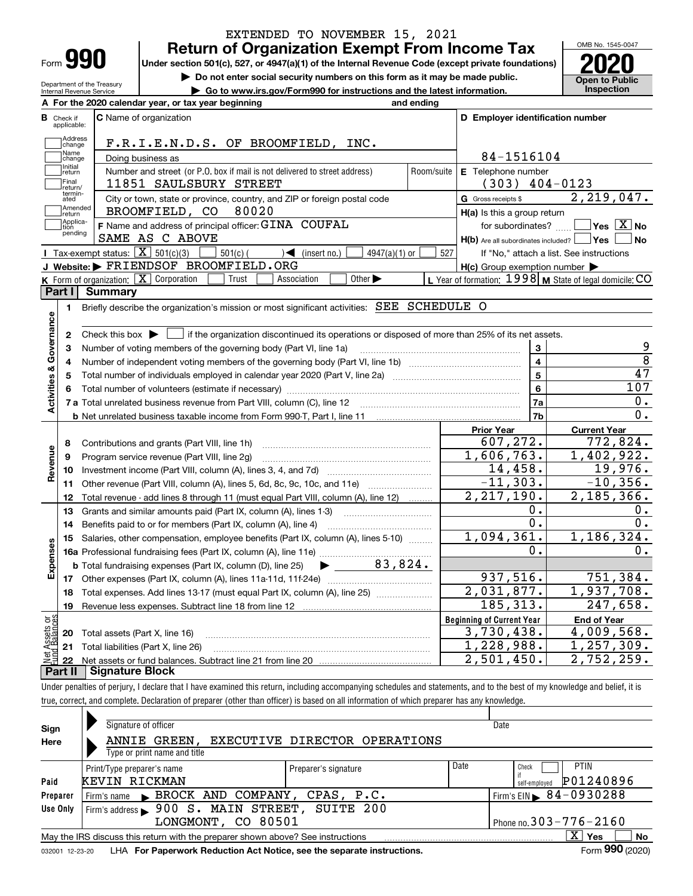EXTENDED TO NOVEMBER 15, 2021

# Form 990 — Return of Organization Exempt From Income Tax

**Under section 501(c), 527, or 4947(a)(1) of the Internal Revenue Code (except private foundations)**

▶ Do not enter social security numbers on this form as it may be made public.

▶ Go to www.irs.gov/Form990 for instructions and the latest information.

Department of the Treasury
Internal Revenue Service

OMB No. 1545-0047

**2020**

**Open to Public Inspection**

**A** For the 2020 calendar year, or tax year beginning and ending

**B** Check if applicable: Address change; Name change; Initial return; Final return/terminated; Amended return; Application pending

**C** Name of organization: F.R.I.E.N.D.S. OF BROOMFIELD, INC.

Doing business as

Number and street (or P.O. box if mail is not delivered to street address): 11851 SAULSBURY STREET — Room/suite

City or town, state or province, country, and ZIP or foreign postal code: BROOMFIELD, CO 80020

**D** Employer identification number: 84-1516104

**E** Telephone number: (303) 404-0123

**G** Gross receipts $ 2,219,047.

**F** Name and address of principal officer: GINA COUFAL
SAME AS C ABOVE

**H(a)** Is this a group return for subordinates? ☐ Yes ☒ No

**H(b)** Are all subordinates included? ☐ Yes ☐ No
If "No," attach a list. See instructions

**H(c)** Group exemption number ▶

**I** Tax-exempt status: ☒ 501(c)(3) ☐ 501(c) ( ) ◀ (insert no.) ☐ 4947(a)(1) or ☐ 527

**J** Website: ▶ FRIENDSOF BROOMFIELD.ORG

**K** Form of organization: ☒ Corporation ☐ Trust ☐ Association ☐ Other ▶

**L** Year of formation: 1998 **M** State of legal domicile: CO

## Part I Summary

**Activities & Governance**

1. Briefly describe the organization's mission or most significant activities: SEE SCHEDULE O
2. Check this box ▶ ☐ if the organization discontinued its operations or disposed of more than 25% of its net assets.

| Line | Description | | Value |
|---|---|---|---|
| 3 | Number of voting members of the governing body (Part VI, line 1a) | 3 | 9 |
| 4 | Number of independent voting members of the governing body (Part VI, line 1b) | 4 | 8 |
| 5 | Total number of individuals employed in calendar year 2020 (Part V, line 2a) | 5 | 47 |
| 6 | Total number of volunteers (estimate if necessary) | 6 | 107 |
| 7a | Total unrelated business revenue from Part VIII, column (C), line 12 | 7a | 0. |
| 7b | Net unrelated business taxable income from Form 990-T, Part I, line 11 | 7b | 0. |

| Line | Description | Prior Year | Current Year |
|---|---|---|---|
| | **Revenue** | | |
| 8 | Contributions and grants (Part VIII, line 1h) | 607,272. | 772,824. |
| 9 | Program service revenue (Part VIII, line 2g) | 1,606,763. | 1,402,922. |
| 10 | Investment income (Part VIII, column (A), lines 3, 4, and 7d) | 14,458. | 19,976. |
| 11 | Other revenue (Part VIII, column (A), lines 5, 6d, 8c, 9c, 10c, and 11e) | -11,303. | -10,356. |
| 12 | Total revenue - add lines 8 through 11 (must equal Part VIII, column (A), line 12) | 2,217,190. | 2,185,366. |
| | **Expenses** | | |
| 13 | Grants and similar amounts paid (Part IX, column (A), lines 1-3) | 0. | 0. |
| 14 | Benefits paid to or for members (Part IX, column (A), line 4) | 0. | 0. |
| 15 | Salaries, other compensation, employee benefits (Part IX, column (A), lines 5-10) | 1,094,361. | 1,186,324. |
| 16a | Professional fundraising fees (Part IX, column (A), line 11e) | 0. | 0. |
| b | Total fundraising expenses (Part IX, column (D), line 25) ▶ 83,824. | | |
| 17 | Other expenses (Part IX, column (A), lines 11a-11d, 11f-24e) | 937,516. | 751,384. |
| 18 | Total expenses. Add lines 13-17 (must equal Part IX, column (A), line 25) | 2,031,877. | 1,937,708. |
| 19 | Revenue less expenses. Subtract line 18 from line 12 | 185,313. | 247,658. |

| Line | Net Assets or Fund Balances | Beginning of Current Year | End of Year |
|---|---|---|---|
| 20 | Total assets (Part X, line 16) | 3,730,438. | 4,009,568. |
| 21 | Total liabilities (Part X, line 26) | 1,228,988. | 1,257,309. |
| 22 | Net assets or fund balances. Subtract line 21 from line 20 | 2,501,450. | 2,752,259. |

## Part II Signature Block

Under penalties of perjury, I declare that I have examined this return, including accompanying schedules and statements, and to the best of my knowledge and belief, it is true, correct, and complete. Declaration of preparer (other than officer) is based on all information of which preparer has any knowledge.

**Sign Here**

Signature of officer — Date

ANNIE GREEN, EXECUTIVE DIRECTOR OPERATIONS
Type or print name and title

**Paid Preparer Use Only**

| Print/Type preparer's name | Preparer's signature | Date | Check ☐ if self-employed | PTIN |
|---|---|---|---|---|
| KEVIN RICKMAN | | | | P01240896 |

Firm's name ▶ BROCK AND COMPANY, CPAS, P.C. — Firm's EIN ▶ 84-0930288

Firm's address ▶ 900 S. MAIN STREET, SUITE 200, LONGMONT, CO 80501 — Phone no. 303-776-2160

May the IRS discuss this return with the preparer shown above? See instructions ☒ Yes ☐ No

032001 12-23-20 LHA For Paperwork Reduction Act Notice, see the separate instructions. Form **990** (2020)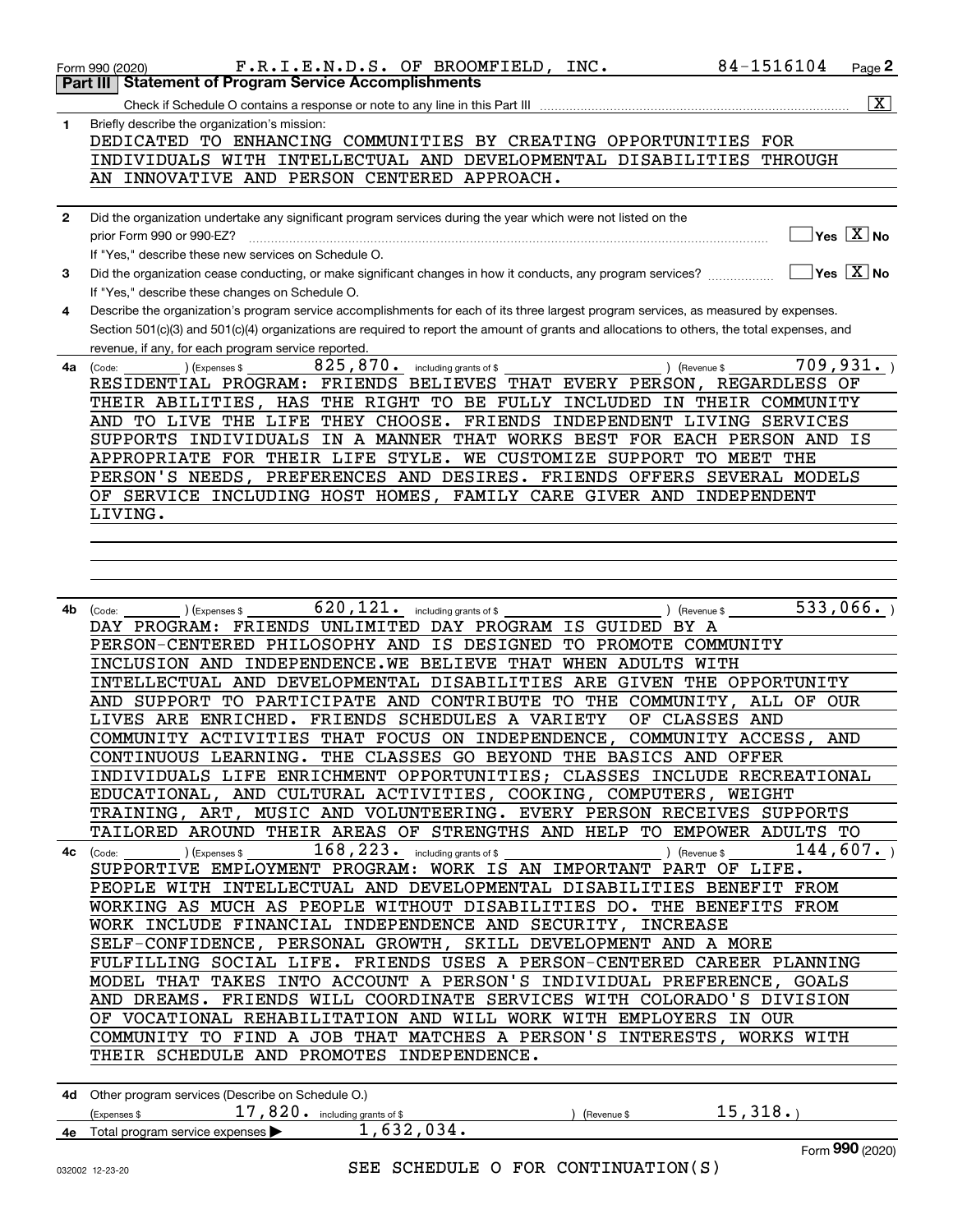Form 990 (2020) F.R.I.E.N.D.S. OF BROOMFIELD, INC. 84-1516104 Page 2

## Part III Statement of Program Service Accomplishments

Check if Schedule O contains a response or note to any line in this Part III [X]

**1** Briefly describe the organization's mission:

DEDICATED TO ENHANCING COMMUNITIES BY CREATING OPPORTUNITIES FOR INDIVIDUALS WITH INTELLECTUAL AND DEVELOPMENTAL DISABILITIES THROUGH AN INNOVATIVE AND PERSON CENTERED APPROACH.

**2** Did the organization undertake any significant program services during the year which were not listed on the prior Form 990 or 990-EZ? [ ] Yes [X] No

If "Yes," describe these new services on Schedule O.

**3** Did the organization cease conducting, or make significant changes in how it conducts, any program services? [ ] Yes [X] No

If "Yes," describe these changes on Schedule O.

**4** Describe the organization's program service accomplishments for each of its three largest program services, as measured by expenses. Section 501(c)(3) and 501(c)(4) organizations are required to report the amount of grants and allocations to others, the total expenses, and revenue, if any, for each program service reported.

**4a** (Code: ) (Expenses $ 825,870. including grants of $ ) (Revenue $ 709,931. )

RESIDENTIAL PROGRAM: FRIENDS BELIEVES THAT EVERY PERSON, REGARDLESS OF THEIR ABILITIES, HAS THE RIGHT TO BE FULLY INCLUDED IN THEIR COMMUNITY AND TO LIVE THE LIFE THEY CHOOSE. FRIENDS INDEPENDENT LIVING SERVICES SUPPORTS INDIVIDUALS IN A MANNER THAT WORKS BEST FOR EACH PERSON AND IS APPROPRIATE FOR THEIR LIFE STYLE. WE CUSTOMIZE SUPPORT TO MEET THE PERSON'S NEEDS, PREFERENCES AND DESIRES. FRIENDS OFFERS SEVERAL MODELS OF SERVICE INCLUDING HOST HOMES, FAMILY CARE GIVER AND INDEPENDENT LIVING.

**4b** (Code: ) (Expenses $ 620,121. including grants of $ ) (Revenue $ 533,066. )

DAY PROGRAM: FRIENDS UNLIMITED DAY PROGRAM IS GUIDED BY A PERSON-CENTERED PHILOSOPHY AND IS DESIGNED TO PROMOTE COMMUNITY INCLUSION AND INDEPENDENCE.WE BELIEVE THAT WHEN ADULTS WITH INTELLECTUAL AND DEVELOPMENTAL DISABILITIES ARE GIVEN THE OPPORTUNITY AND SUPPORT TO PARTICIPATE AND CONTRIBUTE TO THE COMMUNITY, ALL OF OUR LIVES ARE ENRICHED. FRIENDS SCHEDULES A VARIETY OF CLASSES AND COMMUNITY ACTIVITIES THAT FOCUS ON INDEPENDENCE, COMMUNITY ACCESS, AND CONTINUOUS LEARNING. THE CLASSES GO BEYOND THE BASICS AND OFFER INDIVIDUALS LIFE ENRICHMENT OPPORTUNITIES; CLASSES INCLUDE RECREATIONAL EDUCATIONAL, AND CULTURAL ACTIVITIES, COOKING, COMPUTERS, WEIGHT TRAINING, ART, MUSIC AND VOLUNTEERING. EVERY PERSON RECEIVES SUPPORTS TAILORED AROUND THEIR AREAS OF STRENGTHS AND HELP TO EMPOWER ADULTS TO

**4c** (Code: ) (Expenses $ 168,223. including grants of $ ) (Revenue $ 144,607. )

SUPPORTIVE EMPLOYMENT PROGRAM: WORK IS AN IMPORTANT PART OF LIFE. PEOPLE WITH INTELLECTUAL AND DEVELOPMENTAL DISABILITIES BENEFIT FROM WORKING AS MUCH AS PEOPLE WITHOUT DISABILITIES DO. THE BENEFITS FROM WORK INCLUDE FINANCIAL INDEPENDENCE AND SECURITY, INCREASE SELF-CONFIDENCE, PERSONAL GROWTH, SKILL DEVELOPMENT AND A MORE FULFILLING SOCIAL LIFE. FRIENDS USES A PERSON-CENTERED CAREER PLANNING MODEL THAT TAKES INTO ACCOUNT A PERSON'S INDIVIDUAL PREFERENCE, GOALS AND DREAMS. FRIENDS WILL COORDINATE SERVICES WITH COLORADO'S DIVISION OF VOCATIONAL REHABILITATION AND WILL WORK WITH EMPLOYERS IN OUR COMMUNITY TO FIND A JOB THAT MATCHES A PERSON'S INTERESTS, WORKS WITH THEIR SCHEDULE AND PROMOTES INDEPENDENCE.

**4d** Other program services (Describe on Schedule O.)

(Expenses $ 17,820. including grants of $ ) (Revenue $ 15,318.)

**4e** Total program service expenses ▶ 1,632,034.

Form 990 (2020)

032002 12-23-20

SEE SCHEDULE O FOR CONTINUATION(S)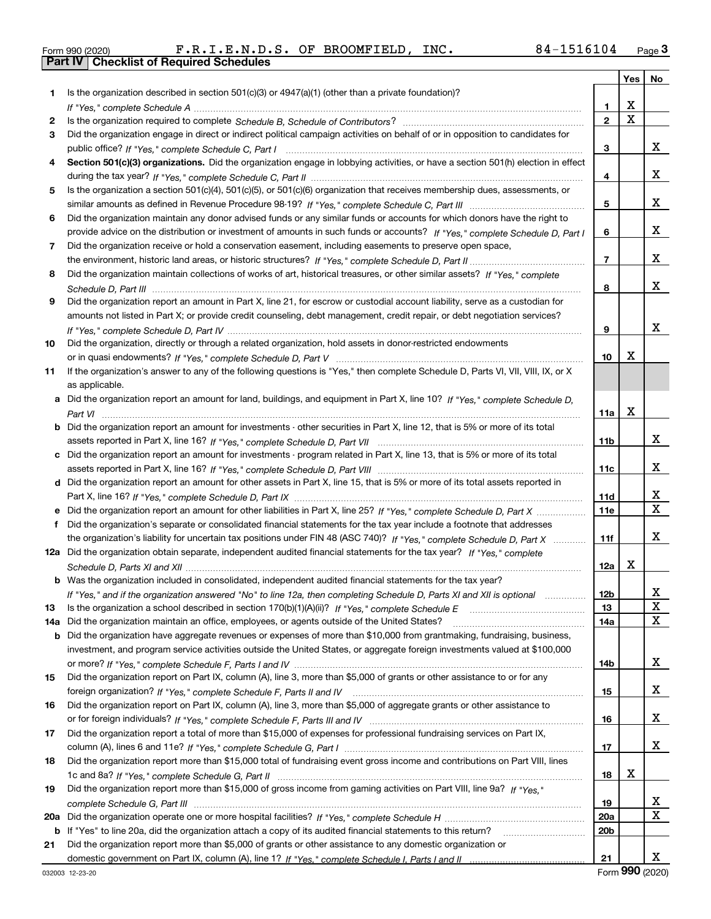Form 990 (2020) F.R.I.E.N.D.S. OF BROOMFIELD, INC. 84-1516104 Page 3

**Part IV Checklist of Required Schedules**

| | | | Yes | No |
|---|---|---|---|---|
| 1 | Is the organization described in section 501(c)(3) or 4947(a)(1) (other than a private foundation)? *If "Yes," complete Schedule A* | 1 | X | |
| 2 | Is the organization required to complete *Schedule B, Schedule of Contributors*? | 2 | X | |
| 3 | Did the organization engage in direct or indirect political campaign activities on behalf of or in opposition to candidates for public office? *If "Yes," complete Schedule C, Part I* | 3 | | X |
| 4 | **Section 501(c)(3) organizations.** Did the organization engage in lobbying activities, or have a section 501(h) election in effect during the tax year? *If "Yes," complete Schedule C, Part II* | 4 | | X |
| 5 | Is the organization a section 501(c)(4), 501(c)(5), or 501(c)(6) organization that receives membership dues, assessments, or similar amounts as defined in Revenue Procedure 98-19? *If "Yes," complete Schedule C, Part III* | 5 | | X |
| 6 | Did the organization maintain any donor advised funds or any similar funds or accounts for which donors have the right to provide advice on the distribution or investment of amounts in such funds or accounts? *If "Yes," complete Schedule D, Part I* | 6 | | X |
| 7 | Did the organization receive or hold a conservation easement, including easements to preserve open space, the environment, historic land areas, or historic structures? *If "Yes," complete Schedule D, Part II* | 7 | | X |
| 8 | Did the organization maintain collections of works of art, historical treasures, or other similar assets? *If "Yes," complete Schedule D, Part III* | 8 | | X |
| 9 | Did the organization report an amount in Part X, line 21, for escrow or custodial account liability, serve as a custodian for amounts not listed in Part X; or provide credit counseling, debt management, credit repair, or debt negotiation services? *If "Yes," complete Schedule D, Part IV* | 9 | | X |
| 10 | Did the organization, directly or through a related organization, hold assets in donor-restricted endowments or in quasi endowments? *If "Yes," complete Schedule D, Part V* | 10 | X | |
| 11 | If the organization's answer to any of the following questions is "Yes," then complete Schedule D, Parts VI, VII, VIII, IX, or X as applicable. | | | |
| a | Did the organization report an amount for land, buildings, and equipment in Part X, line 10? *If "Yes," complete Schedule D, Part VI* | 11a | X | |
| b | Did the organization report an amount for investments - other securities in Part X, line 12, that is 5% or more of its total assets reported in Part X, line 16? *If "Yes," complete Schedule D, Part VII* | 11b | | X |
| c | Did the organization report an amount for investments - program related in Part X, line 13, that is 5% or more of its total assets reported in Part X, line 16? *If "Yes," complete Schedule D, Part VIII* | 11c | | X |
| d | Did the organization report an amount for other assets in Part X, line 15, that is 5% or more of its total assets reported in Part X, line 16? *If "Yes," complete Schedule D, Part IX* | 11d | | X |
| e | Did the organization report an amount for other liabilities in Part X, line 25? *If "Yes," complete Schedule D, Part X* | 11e | | X |
| f | Did the organization's separate or consolidated financial statements for the tax year include a footnote that addresses the organization's liability for uncertain tax positions under FIN 48 (ASC 740)? *If "Yes," complete Schedule D, Part X* | 11f | | X |
| 12a | Did the organization obtain separate, independent audited financial statements for the tax year? *If "Yes," complete Schedule D, Parts XI and XII* | 12a | X | |
| b | Was the organization included in consolidated, independent audited financial statements for the tax year? *If "Yes," and if the organization answered "No" to line 12a, then completing Schedule D, Parts XI and XII is optional* | 12b | | X |
| 13 | Is the organization a school described in section 170(b)(1)(A)(ii)? *If "Yes," complete Schedule E* | 13 | | X |
| 14a | Did the organization maintain an office, employees, or agents outside of the United States? | 14a | | X |
| b | Did the organization have aggregate revenues or expenses of more than $10,000 from grantmaking, fundraising, business, investment, and program service activities outside the United States, or aggregate foreign investments valued at $100,000 or more? *If "Yes," complete Schedule F, Parts I and IV* | 14b | | X |
| 15 | Did the organization report on Part IX, column (A), line 3, more than $5,000 of grants or other assistance to or for any foreign organization? *If "Yes," complete Schedule F, Parts II and IV* | 15 | | X |
| 16 | Did the organization report on Part IX, column (A), line 3, more than $5,000 of aggregate grants or other assistance to or for foreign individuals? *If "Yes," complete Schedule F, Parts III and IV* | 16 | | X |
| 17 | Did the organization report a total of more than $15,000 of expenses for professional fundraising services on Part IX, column (A), lines 6 and 11e? *If "Yes," complete Schedule G, Part I* | 17 | | X |
| 18 | Did the organization report more than $15,000 total of fundraising event gross income and contributions on Part VIII, lines 1c and 8a? *If "Yes," complete Schedule G, Part II* | 18 | X | |
| 19 | Did the organization report more than $15,000 of gross income from gaming activities on Part VIII, line 9a? *If "Yes," complete Schedule G, Part III* | 19 | | X |
| 20a | Did the organization operate one or more hospital facilities? *If "Yes," complete Schedule H* | 20a | | X |
| b | If "Yes" to line 20a, did the organization attach a copy of its audited financial statements to this return? | 20b | | |
| 21 | Did the organization report more than $5,000 of grants or other assistance to any domestic organization or domestic government on Part IX, column (A), line 1? *If "Yes," complete Schedule I, Parts I and II* | 21 | | X |

032003 12-23-20 Form **990** (2020)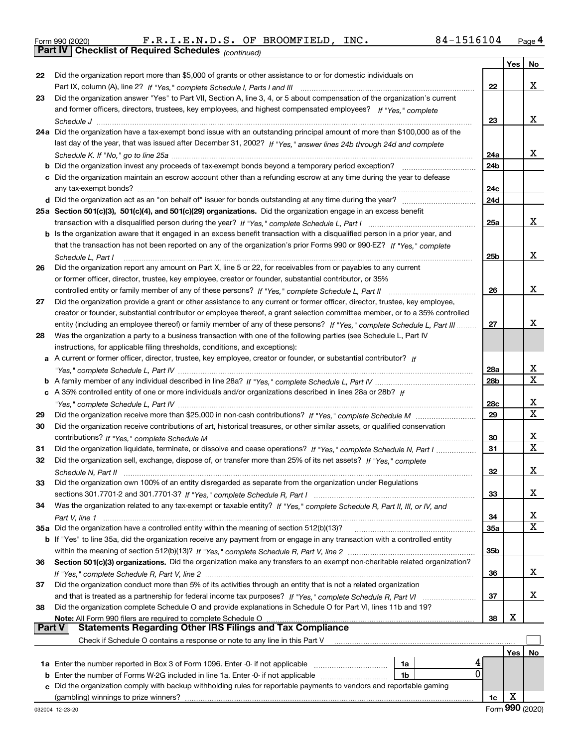Form 990 (2020) F.R.I.E.N.D.S. OF BROOMFIELD, INC. 84-1516104 Page 4

**Part IV Checklist of Required Schedules** *(continued)*

| | | | Yes | No |
|---|---|---|---|---|
| 22 | Did the organization report more than $5,000 of grants or other assistance to or for domestic individuals on Part IX, column (A), line 2? *If "Yes," complete Schedule I, Parts I and III* | 22 | | X |
| 23 | Did the organization answer "Yes" to Part VII, Section A, line 3, 4, or 5 about compensation of the organization's current and former officers, directors, trustees, key employees, and highest compensated employees? *If "Yes," complete Schedule J* | 23 | | X |
| 24a | Did the organization have a tax-exempt bond issue with an outstanding principal amount of more than $100,000 as of the last day of the year, that was issued after December 31, 2002? *If "Yes," answer lines 24b through 24d and complete Schedule K. If "No," go to line 25a* | 24a | | X |
| b | Did the organization invest any proceeds of tax-exempt bonds beyond a temporary period exception? | 24b | | |
| c | Did the organization maintain an escrow account other than a refunding escrow at any time during the year to defease any tax-exempt bonds? | 24c | | |
| d | Did the organization act as an "on behalf of" issuer for bonds outstanding at any time during the year? | 24d | | |
| 25a | **Section 501(c)(3), 501(c)(4), and 501(c)(29) organizations.** Did the organization engage in an excess benefit transaction with a disqualified person during the year? *If "Yes," complete Schedule L, Part I* | 25a | | X |
| b | Is the organization aware that it engaged in an excess benefit transaction with a disqualified person in a prior year, and that the transaction has not been reported on any of the organization's prior Forms 990 or 990-EZ? *If "Yes," complete Schedule L, Part I* | 25b | | X |
| 26 | Did the organization report any amount on Part X, line 5 or 22, for receivables from or payables to any current or former officer, director, trustee, key employee, creator or founder, substantial contributor, or 35% controlled entity or family member of any of these persons? *If "Yes," complete Schedule L, Part II* | 26 | | X |
| 27 | Did the organization provide a grant or other assistance to any current or former officer, director, trustee, key employee, creator or founder, substantial contributor or employee thereof, a grant selection committee member, or to a 35% controlled entity (including an employee thereof) or family member of any of these persons? *If "Yes," complete Schedule L, Part III* | 27 | | X |
| 28 | Was the organization a party to a business transaction with one of the following parties (see Schedule L, Part IV instructions, for applicable filing thresholds, conditions, and exceptions): | | | |
| a | A current or former officer, director, trustee, key employee, creator or founder, or substantial contributor? *If "Yes," complete Schedule L, Part IV* | 28a | | X |
| b | A family member of any individual described in line 28a? *If "Yes," complete Schedule L, Part IV* | 28b | | X |
| c | A 35% controlled entity of one or more individuals and/or organizations described in lines 28a or 28b? *If "Yes," complete Schedule L, Part IV* | 28c | | X |
| 29 | Did the organization receive more than $25,000 in non-cash contributions? *If "Yes," complete Schedule M* | 29 | | X |
| 30 | Did the organization receive contributions of art, historical treasures, or other similar assets, or qualified conservation contributions? *If "Yes," complete Schedule M* | 30 | | X |
| 31 | Did the organization liquidate, terminate, or dissolve and cease operations? *If "Yes," complete Schedule N, Part I* | 31 | | X |
| 32 | Did the organization sell, exchange, dispose of, or transfer more than 25% of its net assets? *If "Yes," complete Schedule N, Part II* | 32 | | X |
| 33 | Did the organization own 100% of an entity disregarded as separate from the organization under Regulations sections 301.7701-2 and 301.7701-3? *If "Yes," complete Schedule R, Part I* | 33 | | X |
| 34 | Was the organization related to any tax-exempt or taxable entity? *If "Yes," complete Schedule R, Part II, III, or IV, and Part V, line 1* | 34 | | X |
| 35a | Did the organization have a controlled entity within the meaning of section 512(b)(13)? | 35a | | X |
| b | If "Yes" to line 35a, did the organization receive any payment from or engage in any transaction with a controlled entity within the meaning of section 512(b)(13)? *If "Yes," complete Schedule R, Part V, line 2* | 35b | | |
| 36 | **Section 501(c)(3) organizations.** Did the organization make any transfers to an exempt non-charitable related organization? *If "Yes," complete Schedule R, Part V, line 2* | 36 | | X |
| 37 | Did the organization conduct more than 5% of its activities through an entity that is not a related organization and that is treated as a partnership for federal income tax purposes? *If "Yes," complete Schedule R, Part VI* | 37 | | X |
| 38 | Did the organization complete Schedule O and provide explanations in Schedule O for Part VI, lines 11b and 19? **Note:** All Form 990 filers are required to complete Schedule O | 38 | X | |

**Part V Statements Regarding Other IRS Filings and Tax Compliance**

Check if Schedule O contains a response or note to any line in this Part V ☐

| | | | | | Yes | No |
|---|---|---|---|---|---|---|
| 1a | Enter the number reported in Box 3 of Form 1096. Enter -0- if not applicable | 1a | 4 | | | |
| b | Enter the number of Forms W-2G included in line 1a. Enter -0- if not applicable | 1b | 0 | | | |
| c | Did the organization comply with backup withholding rules for reportable payments to vendors and reportable gaming (gambling) winnings to prize winners? | | | 1c | X | |

032004 12-23-20 Form **990** (2020)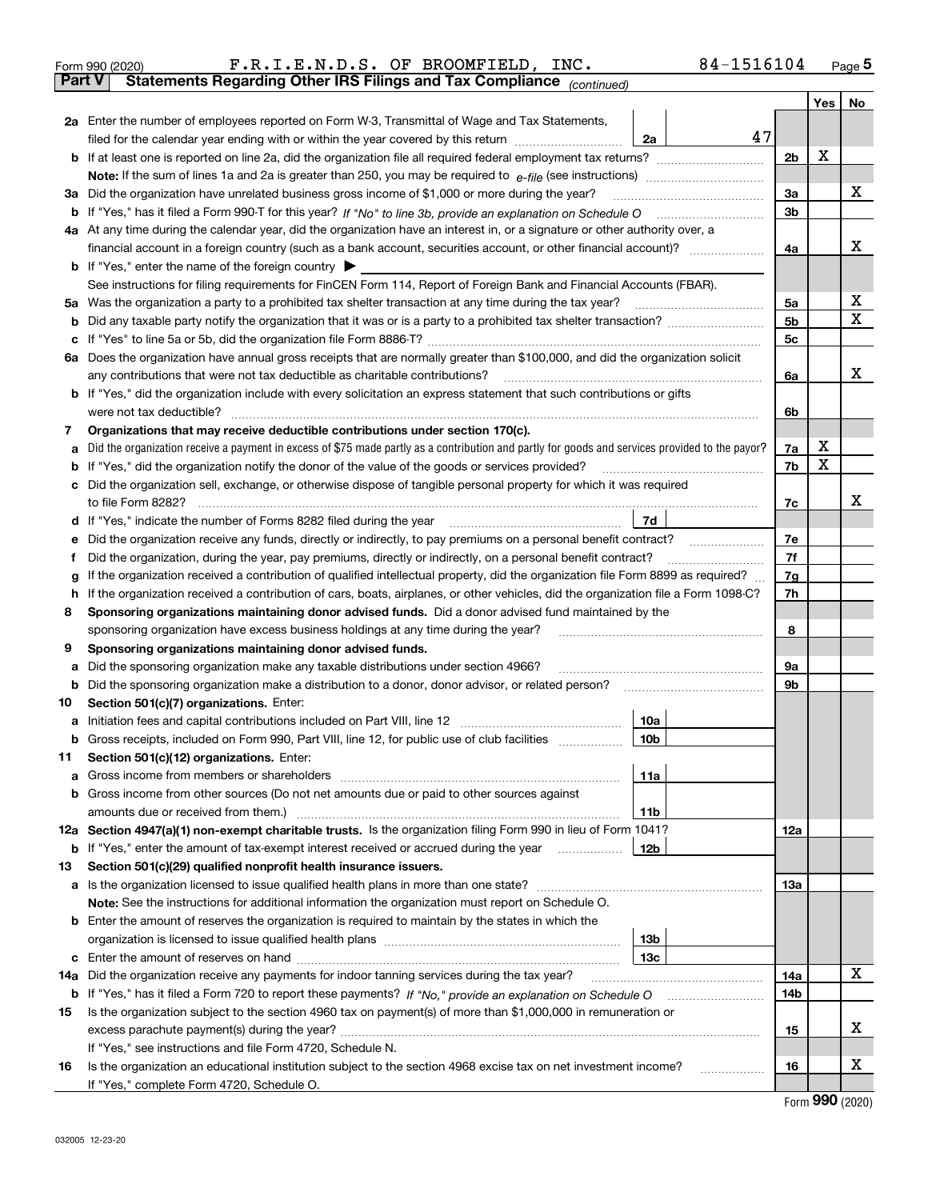Form 990 (2020) F.R.I.E.N.D.S. OF BROOMFIELD, INC. 84-1516104

## Part V Statements Regarding Other IRS Filings and Tax Compliance *(continued)*

| Line | Description | | Amount | Box | Yes | No |
|---|---|---|---|---|---|---|
| 2a | Enter the number of employees reported on Form W-3, Transmittal of Wage and Tax Statements, filed for the calendar year ending with or within the year covered by this return | 2a | 47 | | | |
| b | If at least one is reported on line 2a, did the organization file all required federal employment tax returns? | | | 2b | X | |
| | Note: If the sum of lines 1a and 2a is greater than 250, you may be required to e-file (see instructions) | | | | | |
| 3a | Did the organization have unrelated business gross income of $1,000 or more during the year? | | | 3a | | X |
| b | If "Yes," has it filed a Form 990-T for this year? *If "No" to line 3b, provide an explanation on Schedule O* | | | 3b | | |
| 4a | At any time during the calendar year, did the organization have an interest in, or a signature or other authority over, a financial account in a foreign country (such as a bank account, securities account, or other financial account)? | | | 4a | | X |
| b | If "Yes," enter the name of the foreign country ▶ | | | | | |
| | See instructions for filing requirements for FinCEN Form 114, Report of Foreign Bank and Financial Accounts (FBAR). | | | | | |
| 5a | Was the organization a party to a prohibited tax shelter transaction at any time during the tax year? | | | 5a | | X |
| b | Did any taxable party notify the organization that it was or is a party to a prohibited tax shelter transaction? | | | 5b | | X |
| c | If "Yes" to line 5a or 5b, did the organization file Form 8886-T? | | | 5c | | |
| 6a | Does the organization have annual gross receipts that are normally greater than $100,000, and did the organization solicit any contributions that were not tax deductible as charitable contributions? | | | 6a | | X |
| b | If "Yes," did the organization include with every solicitation an express statement that such contributions or gifts were not tax deductible? | | | 6b | | |
| 7 | **Organizations that may receive deductible contributions under section 170(c).** | | | | | |
| a | Did the organization receive a payment in excess of $75 made partly as a contribution and partly for goods and services provided to the payor? | | | 7a | X | |
| b | If "Yes," did the organization notify the donor of the value of the goods or services provided? | | | 7b | X | |
| c | Did the organization sell, exchange, or otherwise dispose of tangible personal property for which it was required to file Form 8282? | | | 7c | | X |
| d | If "Yes," indicate the number of Forms 8282 filed during the year | 7d | | | | |
| e | Did the organization receive any funds, directly or indirectly, to pay premiums on a personal benefit contract? | | | 7e | | |
| f | Did the organization, during the year, pay premiums, directly or indirectly, on a personal benefit contract? | | | 7f | | |
| g | If the organization received a contribution of qualified intellectual property, did the organization file Form 8899 as required? | | | 7g | | |
| h | If the organization received a contribution of cars, boats, airplanes, or other vehicles, did the organization file a Form 1098-C? | | | 7h | | |
| 8 | **Sponsoring organizations maintaining donor advised funds.** Did a donor advised fund maintained by the sponsoring organization have excess business holdings at any time during the year? | | | 8 | | |
| 9 | **Sponsoring organizations maintaining donor advised funds.** | | | | | |
| a | Did the sponsoring organization make any taxable distributions under section 4966? | | | 9a | | |
| b | Did the sponsoring organization make a distribution to a donor, donor advisor, or related person? | | | 9b | | |
| 10 | **Section 501(c)(7) organizations.** Enter: | | | | | |
| a | Initiation fees and capital contributions included on Part VIII, line 12 | 10a | | | | |
| b | Gross receipts, included on Form 990, Part VIII, line 12, for public use of club facilities | 10b | | | | |
| 11 | **Section 501(c)(12) organizations.** Enter: | | | | | |
| a | Gross income from members or shareholders | 11a | | | | |
| b | Gross income from other sources (Do not net amounts due or paid to other sources against amounts due or received from them.) | 11b | | | | |
| 12a | **Section 4947(a)(1) non-exempt charitable trusts.** Is the organization filing Form 990 in lieu of Form 1041? | | | 12a | | |
| b | If "Yes," enter the amount of tax-exempt interest received or accrued during the year | 12b | | | | |
| 13 | **Section 501(c)(29) qualified nonprofit health insurance issuers.** | | | | | |
| a | Is the organization licensed to issue qualified health plans in more than one state? | | | 13a | | |
| | **Note:** See the instructions for additional information the organization must report on Schedule O. | | | | | |
| b | Enter the amount of reserves the organization is required to maintain by the states in which the organization is licensed to issue qualified health plans | 13b | | | | |
| c | Enter the amount of reserves on hand | 13c | | | | |
| 14a | Did the organization receive any payments for indoor tanning services during the tax year? | | | 14a | | X |
| b | If "Yes," has it filed a Form 720 to report these payments? *If "No," provide an explanation on Schedule O* | | | 14b | | |
| 15 | Is the organization subject to the section 4960 tax on payment(s) of more than $1,000,000 in remuneration or excess parachute payment(s) during the year? | | | 15 | | X |
| | If "Yes," see instructions and file Form 4720, Schedule N. | | | | | |
| 16 | Is the organization an educational institution subject to the section 4968 excise tax on net investment income? | | | 16 | | X |
| | If "Yes," complete Form 4720, Schedule O. | | | | | |

Form **990** (2020)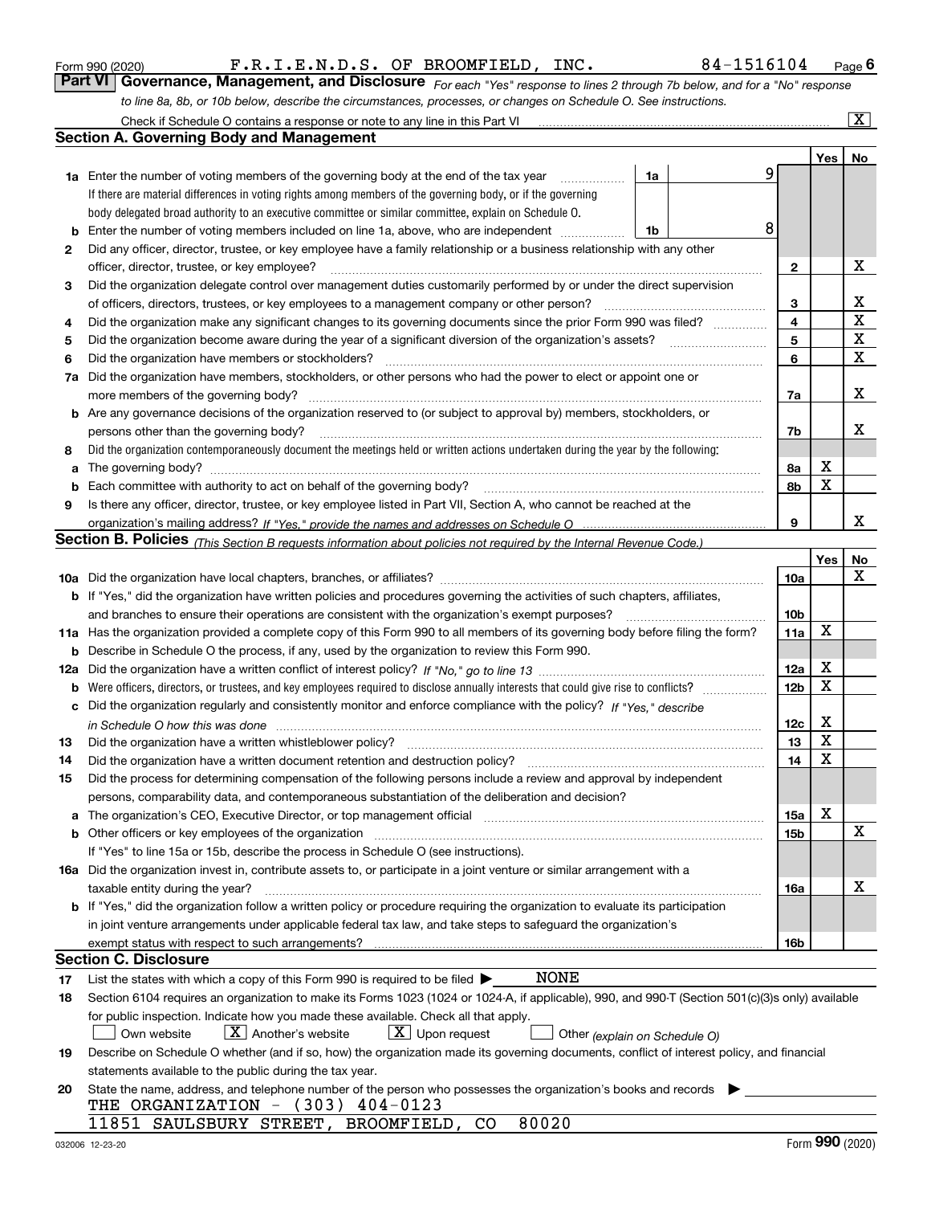Form 990 (2020) F.R.I.E.N.D.S. OF BROOMFIELD, INC. 84-1516104 Page 6

## Part VI Governance, Management, and Disclosure

*For each "Yes" response to lines 2 through 7b below, and for a "No" response to line 8a, 8b, or 10b below, describe the circumstances, processes, or changes on Schedule O. See instructions.*

Check if Schedule O contains a response or note to any line in this Part VI [X]

### Section A. Governing Body and Management

| | | | | Yes | No |
|---|---|---|---|---|---|
| 1a | Enter the number of voting members of the governing body at the end of the tax year. If there are material differences in voting rights among members of the governing body, or if the governing body delegated broad authority to an executive committee or similar committee, explain on Schedule O. | 1a | 9 | | |
| b | Enter the number of voting members included on line 1a, above, who are independent | 1b | 8 | | |
| 2 | Did any officer, director, trustee, or key employee have a family relationship or a business relationship with any other officer, director, trustee, or key employee? | 2 | | | X |
| 3 | Did the organization delegate control over management duties customarily performed by or under the direct supervision of officers, directors, trustees, or key employees to a management company or other person? | 3 | | | X |
| 4 | Did the organization make any significant changes to its governing documents since the prior Form 990 was filed? | 4 | | | X |
| 5 | Did the organization become aware during the year of a significant diversion of the organization's assets? | 5 | | | X |
| 6 | Did the organization have members or stockholders? | 6 | | | X |
| 7a | Did the organization have members, stockholders, or other persons who had the power to elect or appoint one or more members of the governing body? | 7a | | | X |
| b | Are any governance decisions of the organization reserved to (or subject to approval by) members, stockholders, or persons other than the governing body? | 7b | | | X |
| 8 | Did the organization contemporaneously document the meetings held or written actions undertaken during the year by the following: | | | | |
| a | The governing body? | 8a | | X | |
| b | Each committee with authority to act on behalf of the governing body? | 8b | | X | |
| 9 | Is there any officer, director, trustee, or key employee listed in Part VII, Section A, who cannot be reached at the organization's mailing address? *If "Yes," provide the names and addresses on Schedule O* | 9 | | | X |

### Section B. Policies *(This Section B requests information about policies not required by the Internal Revenue Code.)*

| | | | Yes | No |
|---|---|---|---|---|
| 10a | Did the organization have local chapters, branches, or affiliates? | 10a | | X |
| b | If "Yes," did the organization have written policies and procedures governing the activities of such chapters, affiliates, and branches to ensure their operations are consistent with the organization's exempt purposes? | 10b | | |
| 11a | Has the organization provided a complete copy of this Form 990 to all members of its governing body before filing the form? | 11a | X | |
| b | Describe in Schedule O the process, if any, used by the organization to review this Form 990. | | | |
| 12a | Did the organization have a written conflict of interest policy? *If "No," go to line 13* | 12a | X | |
| b | Were officers, directors, or trustees, and key employees required to disclose annually interests that could give rise to conflicts? | 12b | X | |
| c | Did the organization regularly and consistently monitor and enforce compliance with the policy? *If "Yes," describe in Schedule O how this was done* | 12c | X | |
| 13 | Did the organization have a written whistleblower policy? | 13 | X | |
| 14 | Did the organization have a written document retention and destruction policy? | 14 | X | |
| 15 | Did the process for determining compensation of the following persons include a review and approval by independent persons, comparability data, and contemporaneous substantiation of the deliberation and decision? | | | |
| a | The organization's CEO, Executive Director, or top management official | 15a | X | |
| b | Other officers or key employees of the organization | 15b | | X |
| | If "Yes" to line 15a or 15b, describe the process in Schedule O (see instructions). | | | |
| 16a | Did the organization invest in, contribute assets to, or participate in a joint venture or similar arrangement with a taxable entity during the year? | 16a | | X |
| b | If "Yes," did the organization follow a written policy or procedure requiring the organization to evaluate its participation in joint venture arrangements under applicable federal tax law, and take steps to safeguard the organization's exempt status with respect to such arrangements? | 16b | | |

### Section C. Disclosure

17 List the states with which a copy of this Form 990 is required to be filed ▶ NONE

18 Section 6104 requires an organization to make its Forms 1023 (1024 or 1024-A, if applicable), 990, and 990-T (Section 501(c)(3)s only) available for public inspection. Indicate how you made these available. Check all that apply.

[ ] Own website [X] Another's website [X] Upon request [ ] Other *(explain on Schedule O)*

19 Describe on Schedule O whether (and if so, how) the organization made its governing documents, conflict of interest policy, and financial statements available to the public during the tax year.

20 State the name, address, and telephone number of the person who possesses the organization's books and records ▶

THE ORGANIZATION - (303) 404-0123
11851 SAULSBURY STREET, BROOMFIELD, CO 80020

032006 12-23-20 Form **990** (2020)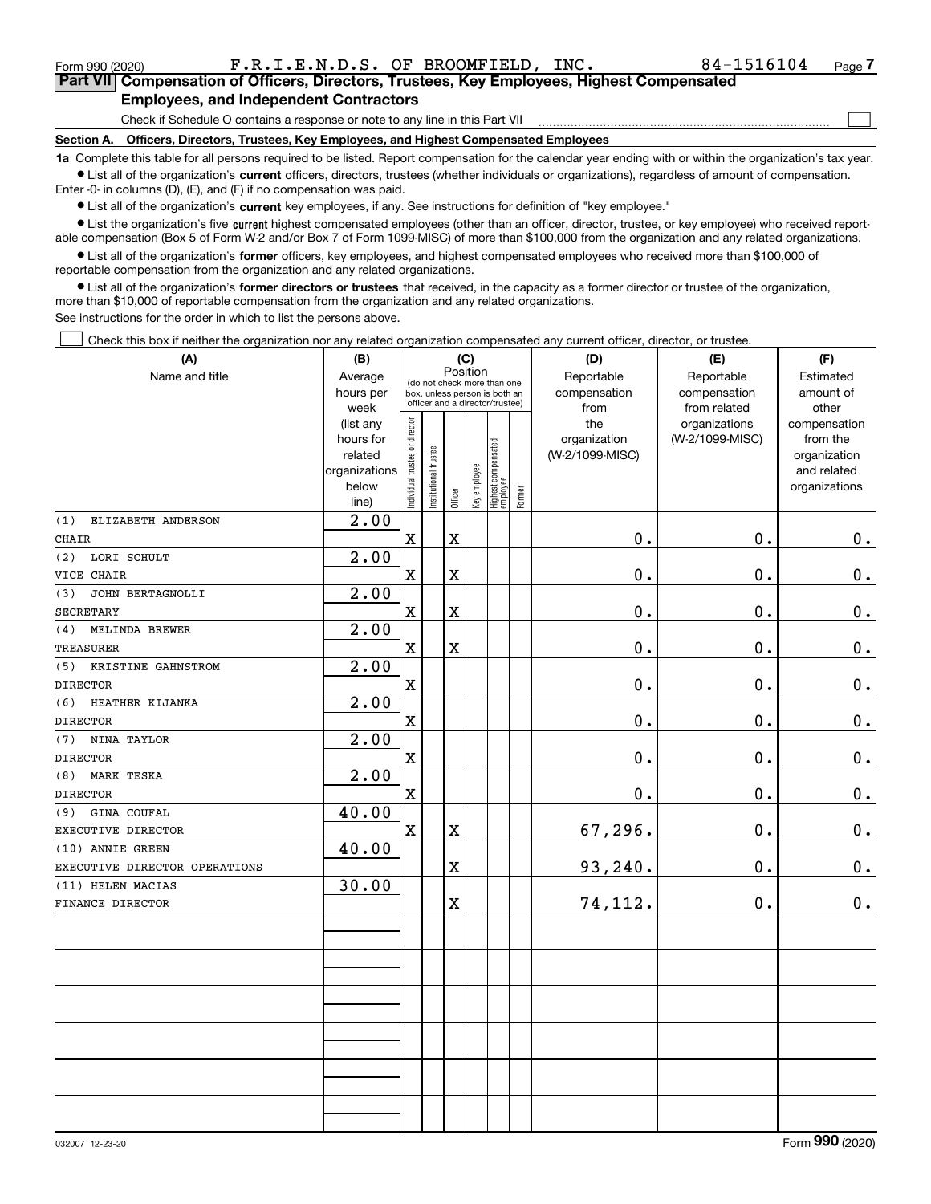Form 990 (2020) F.R.I.E.N.D.S. OF BROOMFIELD, INC. 84-1516104 Page 7

**Part VII Compensation of Officers, Directors, Trustees, Key Employees, Highest Compensated Employees, and Independent Contractors**

Check if Schedule O contains a response or note to any line in this Part VII ☐

**Section A. Officers, Directors, Trustees, Key Employees, and Highest Compensated Employees**

**1a** Complete this table for all persons required to be listed. Report compensation for the calendar year ending with or within the organization's tax year.

- List all of the organization's **current** officers, directors, trustees (whether individuals or organizations), regardless of amount of compensation. Enter -0- in columns (D), (E), and (F) if no compensation was paid.
- List all of the organization's **current** key employees, if any. See instructions for definition of "key employee."
- List the organization's five **current** highest compensated employees (other than an officer, director, trustee, or key employee) who received reportable compensation (Box 5 of Form W-2 and/or Box 7 of Form 1099-MISC) of more than $100,000 from the organization and any related organizations.
- List all of the organization's **former** officers, key employees, and highest compensated employees who received more than $100,000 of reportable compensation from the organization and any related organizations.
- List all of the organization's **former directors or trustees** that received, in the capacity as a former director or trustee of the organization, more than $10,000 of reportable compensation from the organization and any related organizations.

See instructions for the order in which to list the persons above.

☐ Check this box if neither the organization nor any related organization compensated any current officer, director, or trustee.

| (A) Name and title | (B) Average hours per week (list any hours for related organizations below line) | (C) Position: Individual trustee or director | Institutional trustee | Officer | Key employee | Highest compensated employee | Former | (D) Reportable compensation from the organization (W-2/1099-MISC) | (E) Reportable compensation from related organizations (W-2/1099-MISC) | (F) Estimated amount of other compensation from the organization and related organizations |
|---|---|---|---|---|---|---|---|---|---|---|
| (1) ELIZABETH ANDERSON<br>CHAIR | 2.00 | X | | X | | | | 0. | 0. | 0. |
| (2) LORI SCHULT<br>VICE CHAIR | 2.00 | X | | X | | | | 0. | 0. | 0. |
| (3) JOHN BERTAGNOLLI<br>SECRETARY | 2.00 | X | | X | | | | 0. | 0. | 0. |
| (4) MELINDA BREWER<br>TREASURER | 2.00 | X | | X | | | | 0. | 0. | 0. |
| (5) KRISTINE GAHNSTROM<br>DIRECTOR | 2.00 | X | | | | | | 0. | 0. | 0. |
| (6) HEATHER KIJANKA<br>DIRECTOR | 2.00 | X | | | | | | 0. | 0. | 0. |
| (7) NINA TAYLOR<br>DIRECTOR | 2.00 | X | | | | | | 0. | 0. | 0. |
| (8) MARK TESKA<br>DIRECTOR | 2.00 | X | | | | | | 0. | 0. | 0. |
| (9) GINA COUFAL<br>EXECUTIVE DIRECTOR | 40.00 | X | | X | | | | 67,296. | 0. | 0. |
| (10) ANNIE GREEN<br>EXECUTIVE DIRECTOR OPERATIONS | 40.00 | | | X | | | | 93,240. | 0. | 0. |
| (11) HELEN MACIAS<br>FINANCE DIRECTOR | 30.00 | | | X | | | | 74,112. | 0. | 0. |

032007 12-23-20 Form 990 (2020)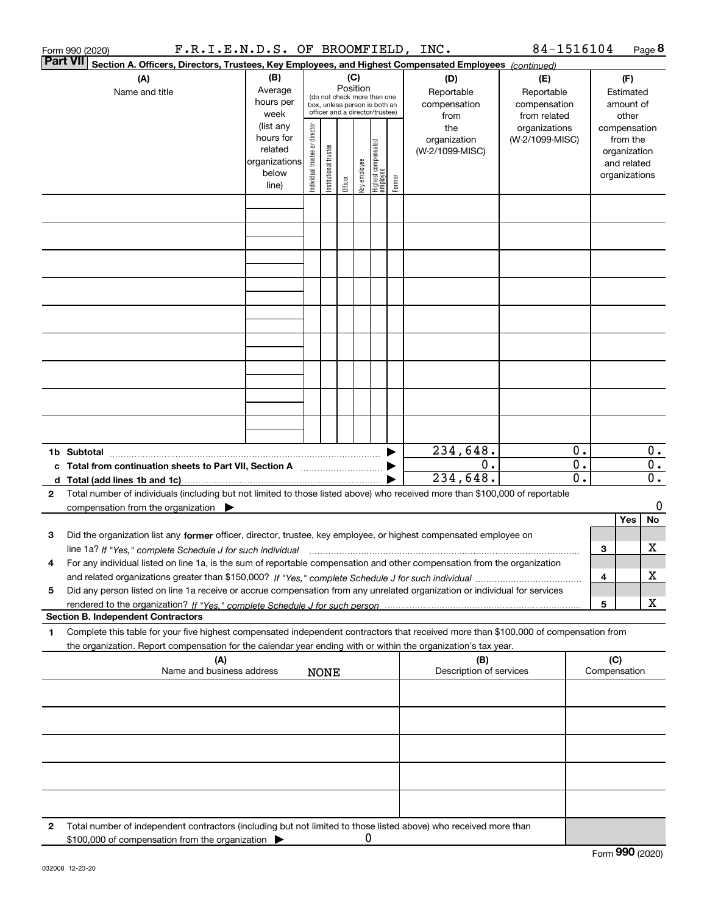Form 990 (2020) F.R.I.E.N.D.S. OF BROOMFIELD, INC. 84-1516104 Page 8

**Part VII** **Section A. Officers, Directors, Trustees, Key Employees, and Highest Compensated Employees** *(continued)*

| (A) Name and title | (B) Average hours per week (list any hours for related organizations below line) | (C) Position (do not check more than one box, unless person is both an officer and a director/trustee): Individual trustee or director | Institutional trustee | Officer | Key employee | Highest compensated employee | Former | (D) Reportable compensation from the organization (W-2/1099-MISC) | (E) Reportable compensation from related organizations (W-2/1099-MISC) | (F) Estimated amount of other compensation from the organization and related organizations |
|---|---|---|---|---|---|---|---|---|---|---|
| | | | | | | | | | | |
| | | | | | | | | | | |
| | | | | | | | | | | |
| | | | | | | | | | | |
| | | | | | | | | | | |
| | | | | | | | | | | |
| | | | | | | | | | | |
| | | | | | | | | | | |
| | | | | | | | | | | |
| **1b Subtotal** | | | | | | | ▶ | 234,648. | 0. | 0. |
| **c Total from continuation sheets to Part VII, Section A** | | | | | | | ▶ | 0. | 0. | 0. |
| **d Total (add lines 1b and 1c)** | | | | | | | ▶ | 234,648. | 0. | 0. |

**2** Total number of individuals (including but not limited to those listed above) who received more than $100,000 of reportable compensation from the organization ▶ 0

| | | | Yes | No |
|---|---|---|---|---|
| **3** | Did the organization list any **former** officer, director, trustee, key employee, or highest compensated employee on line 1a? *If "Yes," complete Schedule J for such individual* | 3 | | X |
| **4** | For any individual listed on line 1a, is the sum of reportable compensation and other compensation from the organization and related organizations greater than $150,000? *If "Yes," complete Schedule J for such individual* | 4 | | X |
| **5** | Did any person listed on line 1a receive or accrue compensation from any unrelated organization or individual for services rendered to the organization? *If "Yes," complete Schedule J for such person* | 5 | | X |

**Section B. Independent Contractors**

**1** Complete this table for your five highest compensated independent contractors that received more than $100,000 of compensation from the organization. Report compensation for the calendar year ending with or within the organization's tax year.

| (A) Name and business address | (B) Description of services | (C) Compensation |
|---|---|---|
| NONE | | |
| | | |
| | | |
| | | |
| | | |
| | | |

**2** Total number of independent contractors (including but not limited to those listed above) who received more than $100,000 of compensation from the organization ▶ 0

Form **990** (2020)

032008 12-23-20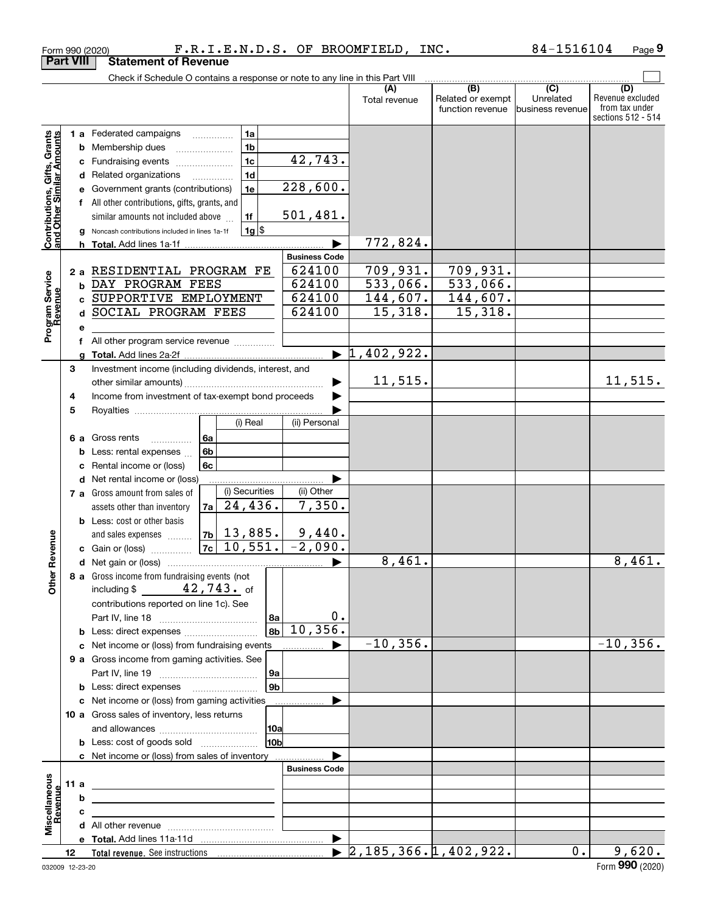Form 990 (2020) F.R.I.E.N.D.S. OF BROOMFIELD, INC. 84-1516104

## Part VIII Statement of Revenue

Check if Schedule O contains a response or note to any line in this Part VIII

| | | | (A) Total revenue | (B) Related or exempt function revenue | (C) Unrelated business revenue | (D) Revenue excluded from tax under sections 512 - 514 |
|---|---|---|---|---|---|---|
| **Contributions, Gifts, Grants and Other Similar Amounts** | 1 a Federated campaigns | 1a | | | | |
| | b Membership dues | 1b | | | | |
| | c Fundraising events | 1c 42,743. | | | | |
| | d Related organizations | 1d | | | | |
| | e Government grants (contributions) | 1e 228,600. | | | | |
| | f All other contributions, gifts, grants, and similar amounts not included above | 1f 501,481. | | | | |
| | g Noncash contributions included in lines 1a-1f | 1g $ | | | | |
| | h **Total.** Add lines 1a-1f | | 772,824. | | | |
| **Program Service Revenue** | | **Business Code** | | | | |
| | 2 a RESIDENTIAL PROGRAM FE | 624100 | 709,931. | 709,931. | | |
| | b DAY PROGRAM FEES | 624100 | 533,066. | 533,066. | | |
| | c SUPPORTIVE EMPLOYMENT | 624100 | 144,607. | 144,607. | | |
| | d SOCIAL PROGRAM FEES | 624100 | 15,318. | 15,318. | | |
| | e | | | | | |
| | f All other program service revenue | | | | | |
| | g **Total.** Add lines 2a-2f | | 1,402,922. | | | |
| **Other Revenue** | 3 Investment income (including dividends, interest, and other similar amounts) | | 11,515. | | | 11,515. |
| | 4 Income from investment of tax-exempt bond proceeds | | | | | |
| | 5 Royalties | | | | | |
| | 6 a Gross rents: 6a (i) Real / (ii) Personal | | | | | |
| | b Less: rental expenses 6b | | | | | |
| | c Rental income or (loss) 6c | | | | | |
| | d Net rental income or (loss) | | | | | |
| | 7 a Gross amount from sales of assets other than inventory 7a: (i) Securities 24,436. (ii) Other 7,350. | | | | | |
| | b Less: cost or other basis and sales expenses 7b: (i) 13,885. (ii) 9,440. | | | | | |
| | c Gain or (loss) 7c: (i) 10,551. (ii) -2,090. | | | | | |
| | d Net gain or (loss) | | 8,461. | | | 8,461. |
| | 8 a Gross income from fundraising events (not including $ 42,743. of contributions reported on line 1c). See Part IV, line 18 | 8a 0. | | | | |
| | b Less: direct expenses | 8b 10,356. | | | | |
| | c Net income or (loss) from fundraising events | | -10,356. | | | -10,356. |
| | 9 a Gross income from gaming activities. See Part IV, line 19 | 9a | | | | |
| | b Less: direct expenses | 9b | | | | |
| | c Net income or (loss) from gaming activities | | | | | |
| | 10 a Gross sales of inventory, less returns and allowances | 10a | | | | |
| | b Less: cost of goods sold | 10b | | | | |
| | c Net income or (loss) from sales of inventory | | | | | |
| **Miscellaneous Revenue** | | **Business Code** | | | | |
| | 11 a | | | | | |
| | b | | | | | |
| | c | | | | | |
| | d All other revenue | | | | | |
| | e **Total.** Add lines 11a-11d | | | | | |
| | 12 **Total revenue.** See instructions | | 2,185,366. | 1,402,922. | 0. | 9,620. |

032009 12-23-20 Form **990** (2020)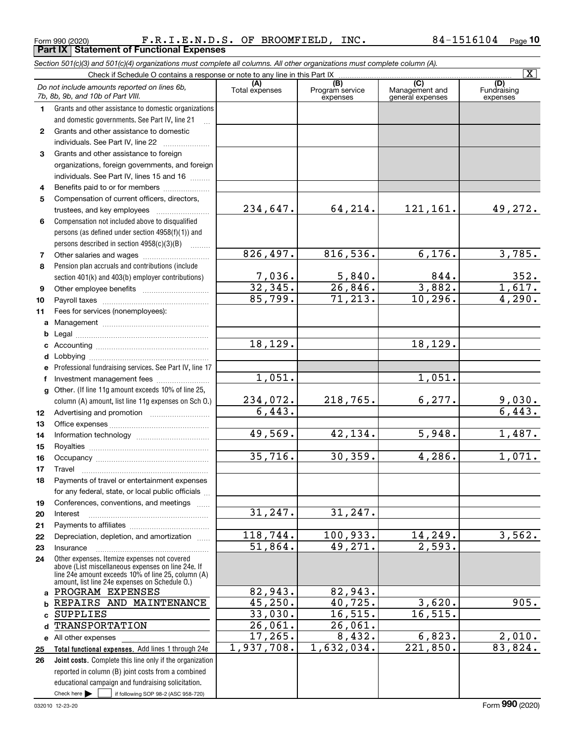Form 990 (2020) F.R.I.E.N.D.S. OF BROOMFIELD, INC. 84-1516104

## Part IX Statement of Functional Expenses

*Section 501(c)(3) and 501(c)(4) organizations must complete all columns. All other organizations must complete column (A).*

Check if Schedule O contains a response or note to any line in this Part IX [X]

| | *Do not include amounts reported on lines 6b, 7b, 8b, 9b, and 10b of Part VIII.* | (A) Total expenses | (B) Program service expenses | (C) Management and general expenses | (D) Fundraising expenses |
|---|---|---|---|---|---|
| 1 | Grants and other assistance to domestic organizations and domestic governments. See Part IV, line 21 | | | | |
| 2 | Grants and other assistance to domestic individuals. See Part IV, line 22 | | | | |
| 3 | Grants and other assistance to foreign organizations, foreign governments, and foreign individuals. See Part IV, lines 15 and 16 | | | | |
| 4 | Benefits paid to or for members | | | | |
| 5 | Compensation of current officers, directors, trustees, and key employees | 234,647. | 64,214. | 121,161. | 49,272. |
| 6 | Compensation not included above to disqualified persons (as defined under section 4958(f)(1)) and persons described in section 4958(c)(3)(B) | | | | |
| 7 | Other salaries and wages | 826,497. | 816,536. | 6,176. | 3,785. |
| 8 | Pension plan accruals and contributions (include section 401(k) and 403(b) employer contributions) | 7,036. | 5,840. | 844. | 352. |
| 9 | Other employee benefits | 32,345. | 26,846. | 3,882. | 1,617. |
| 10 | Payroll taxes | 85,799. | 71,213. | 10,296. | 4,290. |
| 11 | Fees for services (nonemployees): | | | | |
| a | Management | | | | |
| b | Legal | | | | |
| c | Accounting | 18,129. | | 18,129. | |
| d | Lobbying | | | | |
| e | Professional fundraising services. See Part IV, line 17 | | | | |
| f | Investment management fees | 1,051. | | 1,051. | |
| g | Other. (If line 11g amount exceeds 10% of line 25, column (A) amount, list line 11g expenses on Sch O.) | 234,072. | 218,765. | 6,277. | 9,030. |
| 12 | Advertising and promotion | 6,443. | | | 6,443. |
| 13 | Office expenses | | | | |
| 14 | Information technology | 49,569. | 42,134. | 5,948. | 1,487. |
| 15 | Royalties | | | | |
| 16 | Occupancy | 35,716. | 30,359. | 4,286. | 1,071. |
| 17 | Travel | | | | |
| 18 | Payments of travel or entertainment expenses for any federal, state, or local public officials | | | | |
| 19 | Conferences, conventions, and meetings | | | | |
| 20 | Interest | 31,247. | 31,247. | | |
| 21 | Payments to affiliates | | | | |
| 22 | Depreciation, depletion, and amortization | 118,744. | 100,933. | 14,249. | 3,562. |
| 23 | Insurance | 51,864. | 49,271. | 2,593. | |
| 24 | Other expenses. Itemize expenses not covered above (List miscellaneous expenses on line 24e. If line 24e amount exceeds 10% of line 25, column (A) amount, list line 24e expenses on Schedule O.) | | | | |
| a | PROGRAM EXPENSES | 82,943. | 82,943. | | |
| b | REPAIRS AND MAINTENANCE | 45,250. | 40,725. | 3,620. | 905. |
| c | SUPPLIES | 33,030. | 16,515. | 16,515. | |
| d | TRANSPORTATION | 26,061. | 26,061. | | |
| e | All other expenses | 17,265. | 8,432. | 6,823. | 2,010. |
| 25 | **Total functional expenses.** Add lines 1 through 24e | 1,937,708. | 1,632,034. | 221,850. | 83,824. |
| 26 | **Joint costs.** Complete this line only if the organization reported in column (B) joint costs from a combined educational campaign and fundraising solicitation. Check here [ ] if following SOP 98-2 (ASC 958-720) | | | | |

032010 12-23-20

Form **990** (2020)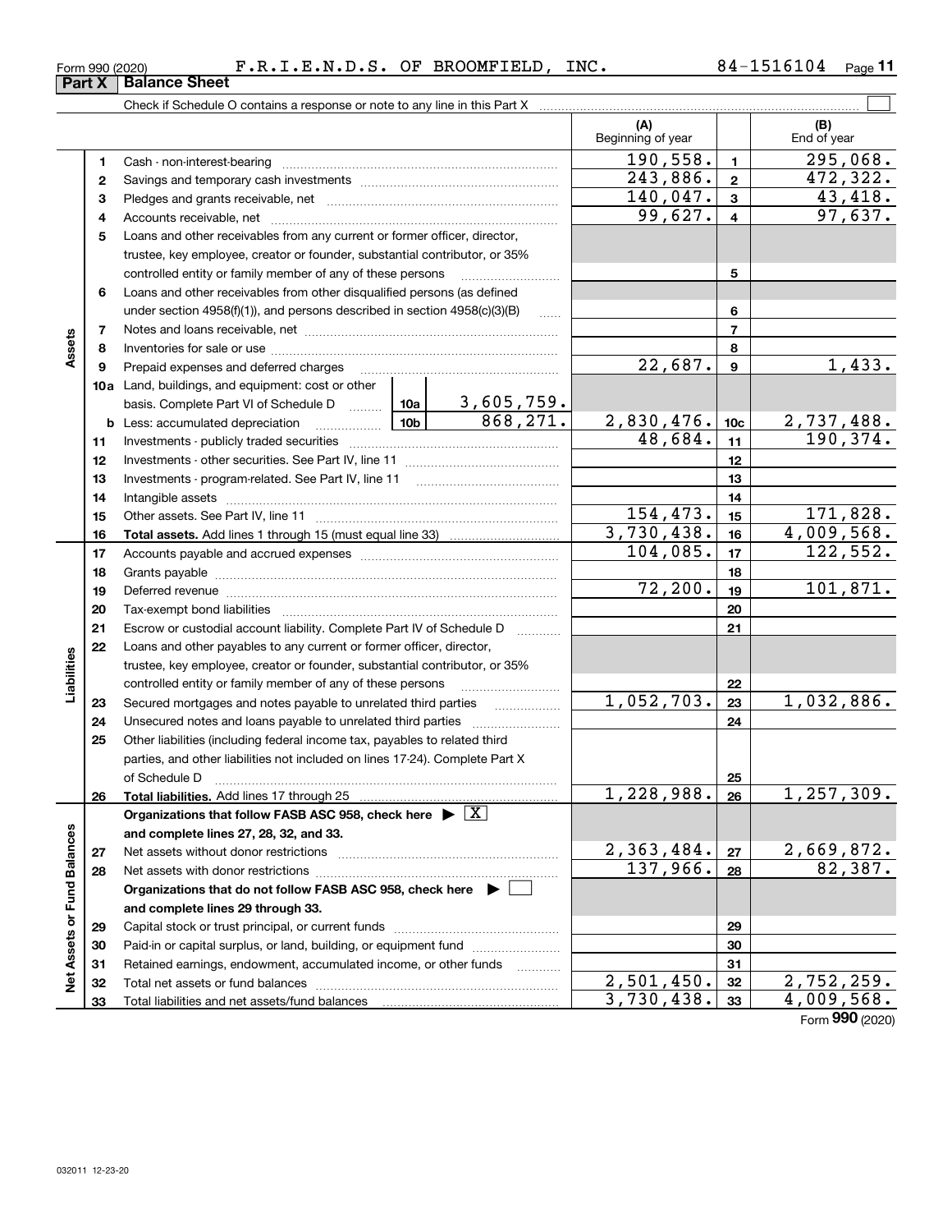Form 990 (2020) F.R.I.E.N.D.S. OF BROOMFIELD, INC. 84-1516104 Page 11

## Part X Balance Sheet

Check if Schedule O contains a response or note to any line in this Part X

| | | | | | (A) Beginning of year | | (B) End of year |
|---|---|---|---|---|---|---|---|
| Assets | 1 | Cash - non-interest-bearing | | | 190,558. | 1 | 295,068. |
| | 2 | Savings and temporary cash investments | | | 243,886. | 2 | 472,322. |
| | 3 | Pledges and grants receivable, net | | | 140,047. | 3 | 43,418. |
| | 4 | Accounts receivable, net | | | 99,627. | 4 | 97,637. |
| | 5 | Loans and other receivables from any current or former officer, director, trustee, key employee, creator or founder, substantial contributor, or 35% controlled entity or family member of any of these persons | | | | 5 | |
| | 6 | Loans and other receivables from other disqualified persons (as defined under section 4958(f)(1)), and persons described in section 4958(c)(3)(B) | | | | 6 | |
| | 7 | Notes and loans receivable, net | | | | 7 | |
| | 8 | Inventories for sale or use | | | | 8 | |
| | 9 | Prepaid expenses and deferred charges | | | 22,687. | 9 | 1,433. |
| | 10a | Land, buildings, and equipment: cost or other basis. Complete Part VI of Schedule D | 10a | 3,605,759. | | | |
| | b | Less: accumulated depreciation | 10b | 868,271. | 2,830,476. | 10c | 2,737,488. |
| | 11 | Investments - publicly traded securities | | | 48,684. | 11 | 190,374. |
| | 12 | Investments - other securities. See Part IV, line 11 | | | | 12 | |
| | 13 | Investments - program-related. See Part IV, line 11 | | | | 13 | |
| | 14 | Intangible assets | | | | 14 | |
| | 15 | Other assets. See Part IV, line 11 | | | 154,473. | 15 | 171,828. |
| | 16 | **Total assets.** Add lines 1 through 15 (must equal line 33) | | | 3,730,438. | 16 | 4,009,568. |
| Liabilities | 17 | Accounts payable and accrued expenses | | | 104,085. | 17 | 122,552. |
| | 18 | Grants payable | | | | 18 | |
| | 19 | Deferred revenue | | | 72,200. | 19 | 101,871. |
| | 20 | Tax-exempt bond liabilities | | | | 20 | |
| | 21 | Escrow or custodial account liability. Complete Part IV of Schedule D | | | | 21 | |
| | 22 | Loans and other payables to any current or former officer, director, trustee, key employee, creator or founder, substantial contributor, or 35% controlled entity or family member of any of these persons | | | | 22 | |
| | 23 | Secured mortgages and notes payable to unrelated third parties | | | 1,052,703. | 23 | 1,032,886. |
| | 24 | Unsecured notes and loans payable to unrelated third parties | | | | 24 | |
| | 25 | Other liabilities (including federal income tax, payables to related third parties, and other liabilities not included on lines 17-24). Complete Part X of Schedule D | | | | 25 | |
| | 26 | **Total liabilities.** Add lines 17 through 25 | | | 1,228,988. | 26 | 1,257,309. |
| Net Assets or Fund Balances | | **Organizations that follow FASB ASC 958, check here ▶ [X] and complete lines 27, 28, 32, and 33.** | | | | | |
| | 27 | Net assets without donor restrictions | | | 2,363,484. | 27 | 2,669,872. |
| | 28 | Net assets with donor restrictions | | | 137,966. | 28 | 82,387. |
| | | **Organizations that do not follow FASB ASC 958, check here ▶ [ ] and complete lines 29 through 33.** | | | | | |
| | 29 | Capital stock or trust principal, or current funds | | | | 29 | |
| | 30 | Paid-in or capital surplus, or land, building, or equipment fund | | | | 30 | |
| | 31 | Retained earnings, endowment, accumulated income, or other funds | | | | 31 | |
| | 32 | Total net assets or fund balances | | | 2,501,450. | 32 | 2,752,259. |
| | 33 | Total liabilities and net assets/fund balances | | | 3,730,438. | 33 | 4,009,568. |

Form 990 (2020)

032011 12-23-20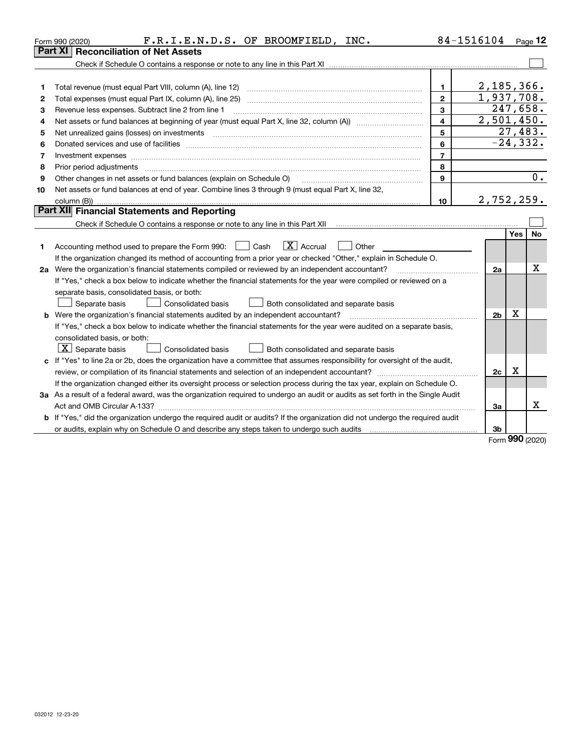Form 990 (2020) F.R.I.E.N.D.S. OF BROOMFIELD, INC. 84-1516104 Page 12

## Part XI Reconciliation of Net Assets

Check if Schedule O contains a response or note to any line in this Part XI ☐

| | | Line | Amount |
|---|---|---|---|
| 1 | Total revenue (must equal Part VIII, column (A), line 12) | 1 | 2,185,366. |
| 2 | Total expenses (must equal Part IX, column (A), line 25) | 2 | 1,937,708. |
| 3 | Revenue less expenses. Subtract line 2 from line 1 | 3 | 247,658. |
| 4 | Net assets or fund balances at beginning of year (must equal Part X, line 32, column (A)) | 4 | 2,501,450. |
| 5 | Net unrealized gains (losses) on investments | 5 | 27,483. |
| 6 | Donated services and use of facilities | 6 | -24,332. |
| 7 | Investment expenses | 7 | |
| 8 | Prior period adjustments | 8 | |
| 9 | Other changes in net assets or fund balances (explain on Schedule O) | 9 | 0. |
| 10 | Net assets or fund balances at end of year. Combine lines 3 through 9 (must equal Part X, line 32, column (B)) | 10 | 2,752,259. |

## Part XII Financial Statements and Reporting

Check if Schedule O contains a response or note to any line in this Part XII ☐

| | | Line | Yes | No |
|---|---|---|---|---|
| 1 | Accounting method used to prepare the Form 990: ☐ Cash ☒ Accrual ☐ Other | | | |
| | If the organization changed its method of accounting from a prior year or checked "Other," explain in Schedule O. | | | |
| 2a | Were the organization's financial statements compiled or reviewed by an independent accountant? | 2a | | X |
| | If "Yes," check a box below to indicate whether the financial statements for the year were compiled or reviewed on a separate basis, consolidated basis, or both: ☐ Separate basis ☐ Consolidated basis ☐ Both consolidated and separate basis | | | |
| b | Were the organization's financial statements audited by an independent accountant? | 2b | X | |
| | If "Yes," check a box below to indicate whether the financial statements for the year were audited on a separate basis, consolidated basis, or both: ☒ Separate basis ☐ Consolidated basis ☐ Both consolidated and separate basis | | | |
| c | If "Yes" to line 2a or 2b, does the organization have a committee that assumes responsibility for oversight of the audit, review, or compilation of its financial statements and selection of an independent accountant? | 2c | X | |
| | If the organization changed either its oversight process or selection process during the tax year, explain on Schedule O. | | | |
| 3a | As a result of a federal award, was the organization required to undergo an audit or audits as set forth in the Single Audit Act and OMB Circular A-133? | 3a | | X |
| b | If "Yes," did the organization undergo the required audit or audits? If the organization did not undergo the required audit or audits, explain why on Schedule O and describe any steps taken to undergo such audits | 3b | | |

Form 990 (2020)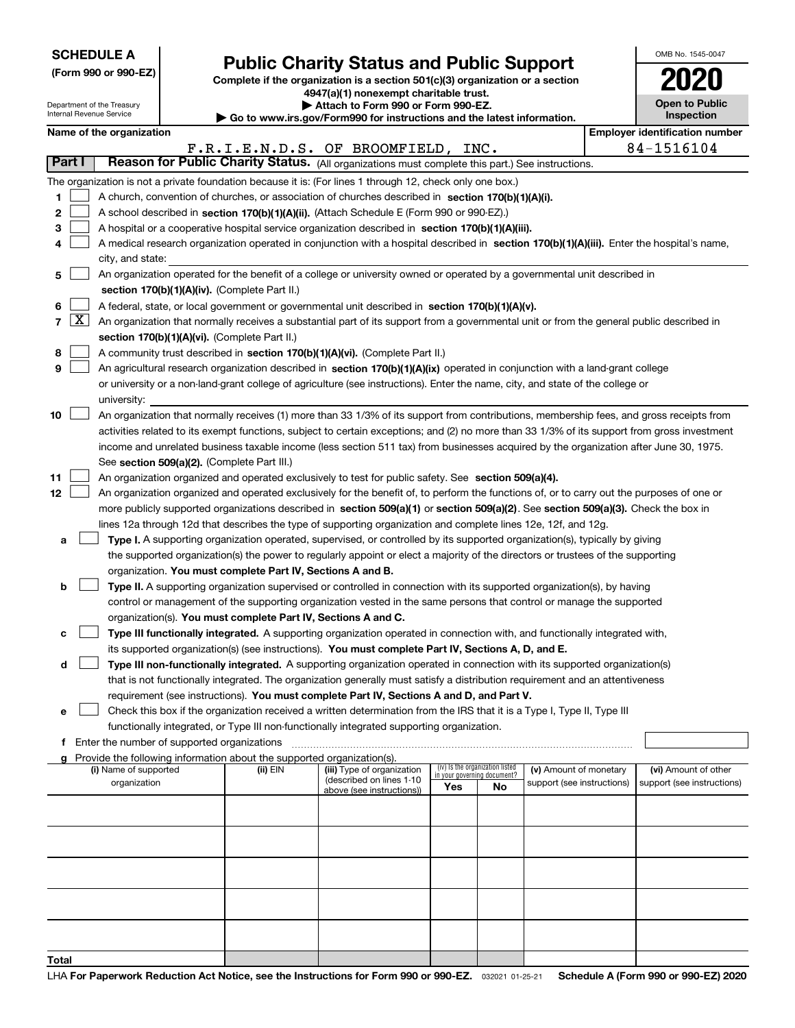**SCHEDULE A**
**(Form 990 or 990-EZ)**

Department of the Treasury
Internal Revenue Service

# Public Charity Status and Public Support

**Complete if the organization is a section 501(c)(3) organization or a section 4947(a)(1) nonexempt charitable trust.**
**▶ Attach to Form 990 or Form 990-EZ.**
**▶ Go to www.irs.gov/Form990 for instructions and the latest information.**

OMB No. 1545-0047

**2020**

**Open to Public Inspection**

| Name of the organization | Employer identification number |
|---|---|
| F.R.I.E.N.D.S. OF BROOMFIELD, INC. | 84-1516104 |

**Part I** **Reason for Public Charity Status.** (All organizations must complete this part.) See instructions.

The organization is not a private foundation because it is: (For lines 1 through 12, check only one box.)

1 ☐ A church, convention of churches, or association of churches described in **section 170(b)(1)(A)(i).**

2 ☐ A school described in **section 170(b)(1)(A)(ii).** (Attach Schedule E (Form 990 or 990-EZ).)

3 ☐ A hospital or a cooperative hospital service organization described in **section 170(b)(1)(A)(iii).**

4 ☐ A medical research organization operated in conjunction with a hospital described in **section 170(b)(1)(A)(iii).** Enter the hospital's name, city, and state:

5 ☐ An organization operated for the benefit of a college or university owned or operated by a governmental unit described in **section 170(b)(1)(A)(iv).** (Complete Part II.)

6 ☐ A federal, state, or local government or governmental unit described in **section 170(b)(1)(A)(v).**

7 ☒ An organization that normally receives a substantial part of its support from a governmental unit or from the general public described in **section 170(b)(1)(A)(vi).** (Complete Part II.)

8 ☐ A community trust described in **section 170(b)(1)(A)(vi).** (Complete Part II.)

9 ☐ An agricultural research organization described in **section 170(b)(1)(A)(ix)** operated in conjunction with a land-grant college or university or a non-land-grant college of agriculture (see instructions). Enter the name, city, and state of the college or university:

10 ☐ An organization that normally receives (1) more than 33 1/3% of its support from contributions, membership fees, and gross receipts from activities related to its exempt functions, subject to certain exceptions; and (2) no more than 33 1/3% of its support from gross investment income and unrelated business taxable income (less section 511 tax) from businesses acquired by the organization after June 30, 1975. See **section 509(a)(2).** (Complete Part III.)

11 ☐ An organization organized and operated exclusively to test for public safety. See **section 509(a)(4).**

12 ☐ An organization organized and operated exclusively for the benefit of, to perform the functions of, or to carry out the purposes of one or more publicly supported organizations described in **section 509(a)(1)** or **section 509(a)(2)**. See **section 509(a)(3).** Check the box in lines 12a through 12d that describes the type of supporting organization and complete lines 12e, 12f, and 12g.

a ☐ **Type I.** A supporting organization operated, supervised, or controlled by its supported organization(s), typically by giving the supported organization(s) the power to regularly appoint or elect a majority of the directors or trustees of the supporting organization. **You must complete Part IV, Sections A and B.**

b ☐ **Type II.** A supporting organization supervised or controlled in connection with its supported organization(s), by having control or management of the supporting organization vested in the same persons that control or manage the supported organization(s). **You must complete Part IV, Sections A and C.**

c ☐ **Type III functionally integrated.** A supporting organization operated in connection with, and functionally integrated with, its supported organization(s) (see instructions). **You must complete Part IV, Sections A, D, and E.**

d ☐ **Type III non-functionally integrated.** A supporting organization operated in connection with its supported organization(s) that is not functionally integrated. The organization generally must satisfy a distribution requirement and an attentiveness requirement (see instructions). **You must complete Part IV, Sections A and D, and Part V.**

e ☐ Check this box if the organization received a written determination from the IRS that it is a Type I, Type II, Type III functionally integrated, or Type III non-functionally integrated supporting organization.

f Enter the number of supported organizations

g Provide the following information about the supported organization(s).

| (i) Name of supported organization | (ii) EIN | (iii) Type of organization (described on lines 1-10 above (see instructions)) | (iv) Is the organization listed in your governing document? Yes | No | (v) Amount of monetary support (see instructions) | (vi) Amount of other support (see instructions) |
|---|---|---|---|---|---|---|
| | | | | | | |
| | | | | | | |
| | | | | | | |
| | | | | | | |
| | | | | | | |
| **Total** | | | | | | |

LHA **For Paperwork Reduction Act Notice, see the Instructions for Form 990 or 990-EZ.** 032021 01-25-21 **Schedule A (Form 990 or 990-EZ) 2020**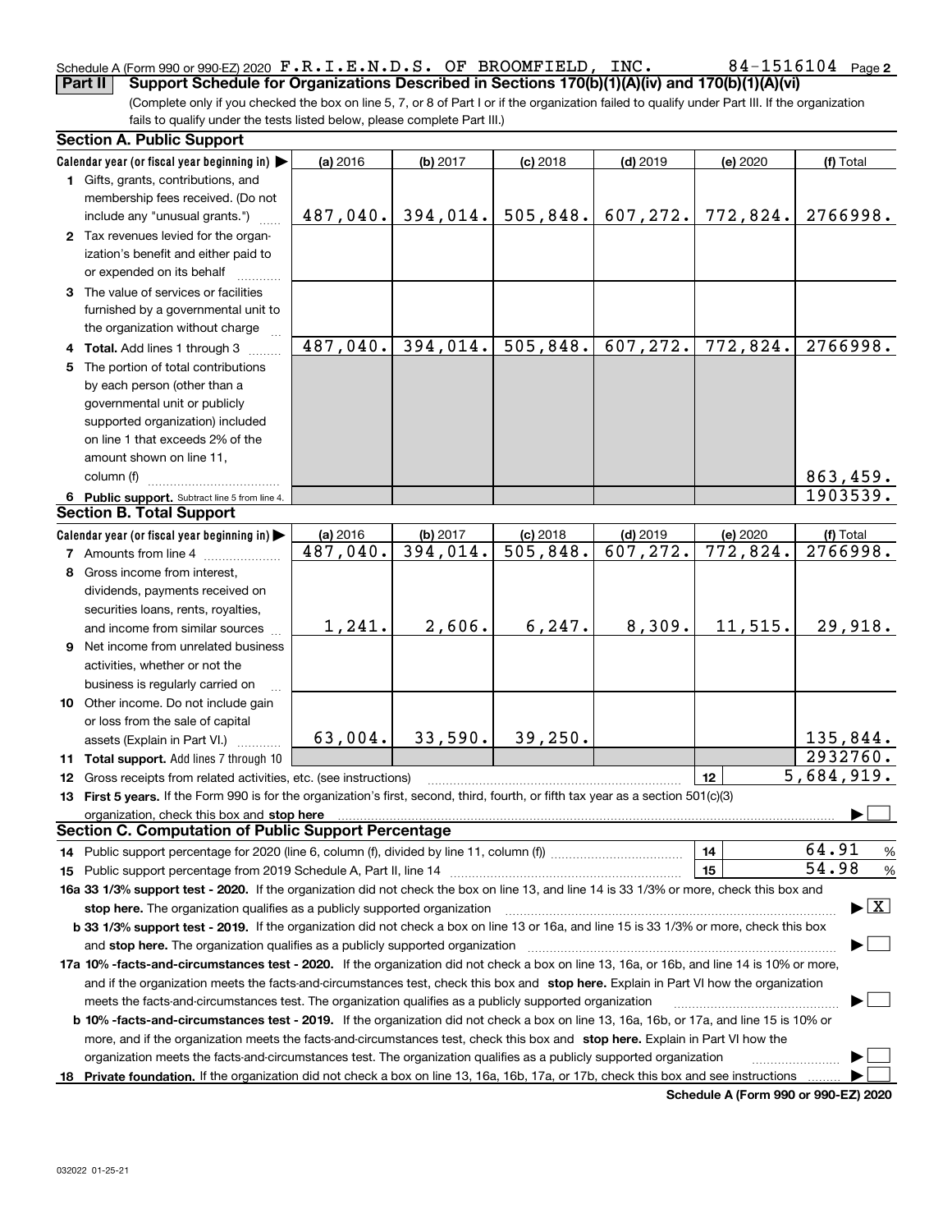Schedule A (Form 990 or 990-EZ) 2020 F.R.I.E.N.D.S. OF BROOMFIELD, INC. 84-1516104 Page 2

**Part II** **Support Schedule for Organizations Described in Sections 170(b)(1)(A)(iv) and 170(b)(1)(A)(vi)**

(Complete only if you checked the box on line 5, 7, or 8 of Part I or if the organization failed to qualify under Part III. If the organization fails to qualify under the tests listed below, please complete Part III.)

## Section A. Public Support

| Calendar year (or fiscal year beginning in) ▶ | (a) 2016 | (b) 2017 | (c) 2018 | (d) 2019 | (e) 2020 | (f) Total |
|---|---|---|---|---|---|---|
| **1** Gifts, grants, contributions, and membership fees received. (Do not include any "unusual grants.") | 487,040. | 394,014. | 505,848. | 607,272. | 772,824. | 2766998. |
| **2** Tax revenues levied for the organization's benefit and either paid to or expended on its behalf | | | | | | |
| **3** The value of services or facilities furnished by a governmental unit to the organization without charge | | | | | | |
| **4 Total.** Add lines 1 through 3 | 487,040. | 394,014. | 505,848. | 607,272. | 772,824. | 2766998. |
| **5** The portion of total contributions by each person (other than a governmental unit or publicly supported organization) included on line 1 that exceeds 2% of the amount shown on line 11, column (f) | | | | | | 863,459. |
| **6 Public support.** Subtract line 5 from line 4. | | | | | | 1903539. |

## Section B. Total Support

| Calendar year (or fiscal year beginning in) ▶ | (a) 2016 | (b) 2017 | (c) 2018 | (d) 2019 | (e) 2020 | (f) Total |
|---|---|---|---|---|---|---|
| **7** Amounts from line 4 | 487,040. | 394,014. | 505,848. | 607,272. | 772,824. | 2766998. |
| **8** Gross income from interest, dividends, payments received on securities loans, rents, royalties, and income from similar sources | 1,241. | 2,606. | 6,247. | 8,309. | 11,515. | 29,918. |
| **9** Net income from unrelated business activities, whether or not the business is regularly carried on | | | | | | |
| **10** Other income. Do not include gain or loss from the sale of capital assets (Explain in Part VI.) | 63,004. | 33,590. | 39,250. | | | 135,844. |
| **11 Total support.** Add lines 7 through 10 | | | | | | 2932760. |
| **12** Gross receipts from related activities, etc. (see instructions) | | | | | 12 | 5,684,919. |

**13 First 5 years.** If the Form 990 is for the organization's first, second, third, fourth, or fifth tax year as a section 501(c)(3) organization, check this box and **stop here** ▶ ☐

## Section C. Computation of Public Support Percentage

**14** Public support percentage for 2020 (line 6, column (f), divided by line 11, column (f)) — **14** — 64.91 %

**15** Public support percentage from 2019 Schedule A, Part II, line 14 — **15** — 54.98 %

**16a 33 1/3% support test - 2020.** If the organization did not check the box on line 13, and line 14 is 33 1/3% or more, check this box and **stop here.** The organization qualifies as a publicly supported organization ▶ ☒

**b 33 1/3% support test - 2019.** If the organization did not check a box on line 13 or 16a, and line 15 is 33 1/3% or more, check this box and **stop here.** The organization qualifies as a publicly supported organization ▶ ☐

**17a 10% -facts-and-circumstances test - 2020.** If the organization did not check a box on line 13, 16a, or 16b, and line 14 is 10% or more, and if the organization meets the facts-and-circumstances test, check this box and **stop here.** Explain in Part VI how the organization meets the facts-and-circumstances test. The organization qualifies as a publicly supported organization ▶ ☐

**b 10% -facts-and-circumstances test - 2019.** If the organization did not check a box on line 13, 16a, 16b, or 17a, and line 15 is 10% or more, and if the organization meets the facts-and-circumstances test, check this box and **stop here.** Explain in Part VI how the organization meets the facts-and-circumstances test. The organization qualifies as a publicly supported organization ▶ ☐

**18 Private foundation.** If the organization did not check a box on line 13, 16a, 16b, 17a, or 17b, check this box and see instructions ▶ ☐

**Schedule A (Form 990 or 990-EZ) 2020**

032022 01-25-21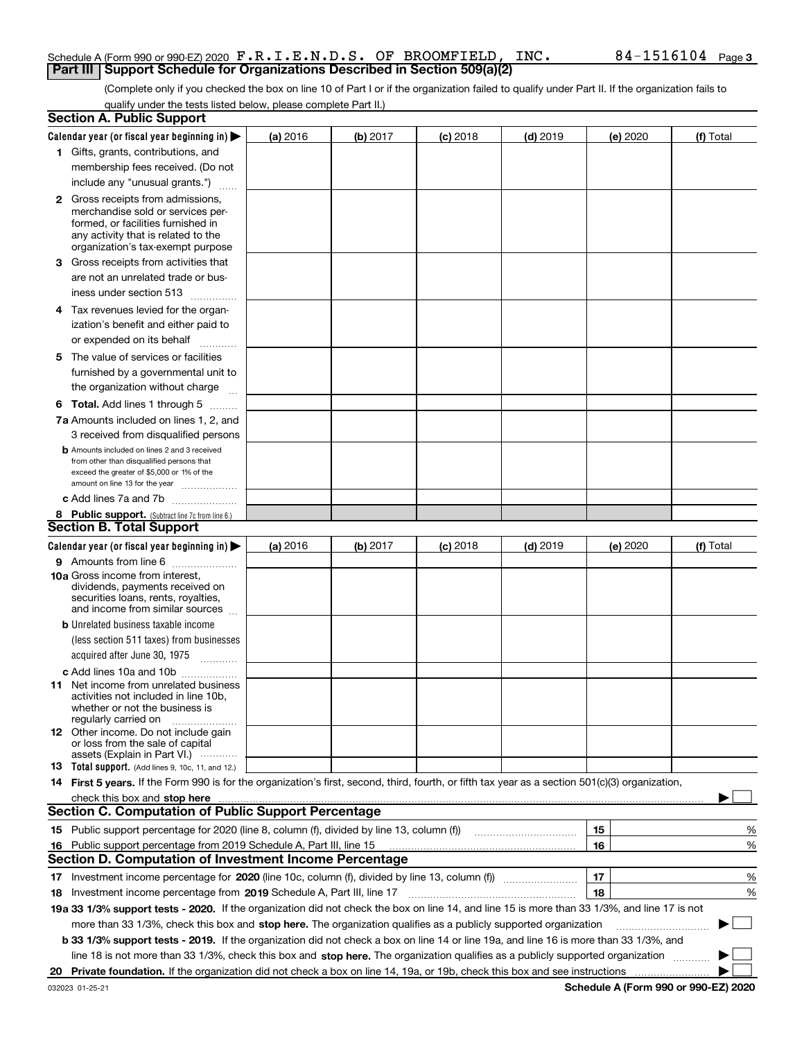Schedule A (Form 990 or 990-EZ) 2020 F.R.I.E.N.D.S. OF BROOMFIELD, INC. 84-1516104 Page 3

## Part III Support Schedule for Organizations Described in Section 509(a)(2)

(Complete only if you checked the box on line 10 of Part I or if the organization failed to qualify under Part II. If the organization fails to qualify under the tests listed below, please complete Part II.)

### Section A. Public Support

| Calendar year (or fiscal year beginning in) ▶ | (a) 2016 | (b) 2017 | (c) 2018 | (d) 2019 | (e) 2020 | (f) Total |
|---|---|---|---|---|---|---|
| 1 Gifts, grants, contributions, and membership fees received. (Do not include any "unusual grants.") | | | | | | |
| 2 Gross receipts from admissions, merchandise sold or services performed, or facilities furnished in any activity that is related to the organization's tax-exempt purpose | | | | | | |
| 3 Gross receipts from activities that are not an unrelated trade or business under section 513 | | | | | | |
| 4 Tax revenues levied for the organization's benefit and either paid to or expended on its behalf | | | | | | |
| 5 The value of services or facilities furnished by a governmental unit to the organization without charge | | | | | | |
| 6 Total. Add lines 1 through 5 | | | | | | |
| 7a Amounts included on lines 1, 2, and 3 received from disqualified persons | | | | | | |
| b Amounts included on lines 2 and 3 received from other than disqualified persons that exceed the greater of $5,000 or 1% of the amount on line 13 for the year | | | | | | |
| c Add lines 7a and 7b | | | | | | |
| 8 Public support. (Subtract line 7c from line 6.) | | | | | | |

### Section B. Total Support

| Calendar year (or fiscal year beginning in) ▶ | (a) 2016 | (b) 2017 | (c) 2018 | (d) 2019 | (e) 2020 | (f) Total |
|---|---|---|---|---|---|---|
| 9 Amounts from line 6 | | | | | | |
| 10a Gross income from interest, dividends, payments received on securities loans, rents, royalties, and income from similar sources | | | | | | |
| b Unrelated business taxable income (less section 511 taxes) from businesses acquired after June 30, 1975 | | | | | | |
| c Add lines 10a and 10b | | | | | | |
| 11 Net income from unrelated business activities not included in line 10b, whether or not the business is regularly carried on | | | | | | |
| 12 Other income. Do not include gain or loss from the sale of capital assets (Explain in Part VI.) | | | | | | |
| 13 Total support. (Add lines 9, 10c, 11, and 12.) | | | | | | |

14 **First 5 years.** If the Form 990 is for the organization's first, second, third, fourth, or fifth tax year as a section 501(c)(3) organization, check this box and **stop here** ▶ ☐

### Section C. Computation of Public Support Percentage

| | | | |
|---|---|---|---|
| 15 | Public support percentage for 2020 (line 8, column (f), divided by line 13, column (f)) | 15 | % |
| 16 | Public support percentage from 2019 Schedule A, Part III, line 15 | 16 | % |

### Section D. Computation of Investment Income Percentage

| | | | |
|---|---|---|---|
| 17 | Investment income percentage for **2020** (line 10c, column (f), divided by line 13, column (f)) | 17 | % |
| 18 | Investment income percentage from **2019** Schedule A, Part III, line 17 | 18 | % |

**19a 33 1/3% support tests - 2020.** If the organization did not check the box on line 14, and line 15 is more than 33 1/3%, and line 17 is not more than 33 1/3%, check this box and **stop here.** The organization qualifies as a publicly supported organization ▶ ☐

**b 33 1/3% support tests - 2019.** If the organization did not check a box on line 14 or line 19a, and line 16 is more than 33 1/3%, and line 18 is not more than 33 1/3%, check this box and **stop here.** The organization qualifies as a publicly supported organization ▶ ☐

**20 Private foundation.** If the organization did not check a box on line 14, 19a, or 19b, check this box and see instructions ▶ ☐

032023 01-25-21 **Schedule A (Form 990 or 990-EZ) 2020**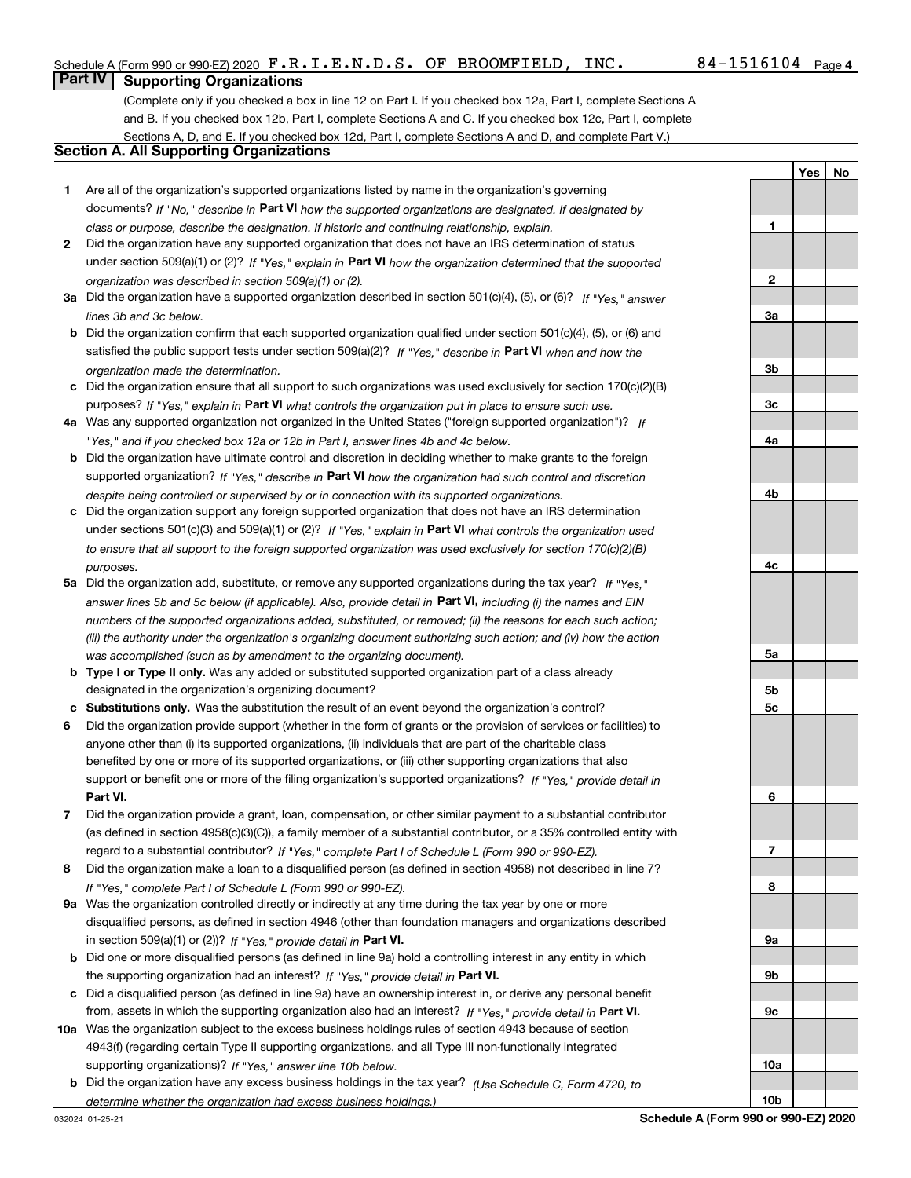Schedule A (Form 990 or 990-EZ) 2020 F.R.I.E.N.D.S. OF BROOMFIELD, INC. 84-1516104 Page 4

## Part IV Supporting Organizations

(Complete only if you checked a box in line 12 on Part I. If you checked box 12a, Part I, complete Sections A and B. If you checked box 12b, Part I, complete Sections A and C. If you checked box 12c, Part I, complete Sections A, D, and E. If you checked box 12d, Part I, complete Sections A and D, and complete Part V.)

### Section A. All Supporting Organizations

| | | | Yes | No |
|---|---|---|---|---|
| **1** | Are all of the organization's supported organizations listed by name in the organization's governing documents? *If "No," describe in* **Part VI** *how the supported organizations are designated. If designated by class or purpose, describe the designation. If historic and continuing relationship, explain.* | **1** | | |
| **2** | Did the organization have any supported organization that does not have an IRS determination of status under section 509(a)(1) or (2)? *If "Yes," explain in* **Part VI** *how the organization determined that the supported organization was described in section 509(a)(1) or (2).* | **2** | | |
| **3a** | Did the organization have a supported organization described in section 501(c)(4), (5), or (6)? *If "Yes," answer lines 3b and 3c below.* | **3a** | | |
| **b** | Did the organization confirm that each supported organization qualified under section 501(c)(4), (5), or (6) and satisfied the public support tests under section 509(a)(2)? *If "Yes," describe in* **Part VI** *when and how the organization made the determination.* | **3b** | | |
| **c** | Did the organization ensure that all support to such organizations was used exclusively for section 170(c)(2)(B) purposes? *If "Yes," explain in* **Part VI** *what controls the organization put in place to ensure such use.* | **3c** | | |
| **4a** | Was any supported organization not organized in the United States ("foreign supported organization")? *If "Yes," and if you checked box 12a or 12b in Part I, answer lines 4b and 4c below.* | **4a** | | |
| **b** | Did the organization have ultimate control and discretion in deciding whether to make grants to the foreign supported organization? *If "Yes," describe in* **Part VI** *how the organization had such control and discretion despite being controlled or supervised by or in connection with its supported organizations.* | **4b** | | |
| **c** | Did the organization support any foreign supported organization that does not have an IRS determination under sections 501(c)(3) and 509(a)(1) or (2)? *If "Yes," explain in* **Part VI** *what controls the organization used to ensure that all support to the foreign supported organization was used exclusively for section 170(c)(2)(B) purposes.* | **4c** | | |
| **5a** | Did the organization add, substitute, or remove any supported organizations during the tax year? *If "Yes," answer lines 5b and 5c below (if applicable). Also, provide detail in* **Part VI,** *including (i) the names and EIN numbers of the supported organizations added, substituted, or removed; (ii) the reasons for each such action; (iii) the authority under the organization's organizing document authorizing such action; and (iv) how the action was accomplished (such as by amendment to the organizing document).* | **5a** | | |
| **b** | **Type I or Type II only.** Was any added or substituted supported organization part of a class already designated in the organization's organizing document? | **5b** | | |
| **c** | **Substitutions only.** Was the substitution the result of an event beyond the organization's control? | **5c** | | |
| **6** | Did the organization provide support (whether in the form of grants or the provision of services or facilities) to anyone other than (i) its supported organizations, (ii) individuals that are part of the charitable class benefited by one or more of its supported organizations, or (iii) other supporting organizations that also support or benefit one or more of the filing organization's supported organizations? *If "Yes," provide detail in* **Part VI.** | **6** | | |
| **7** | Did the organization provide a grant, loan, compensation, or other similar payment to a substantial contributor (as defined in section 4958(c)(3)(C)), a family member of a substantial contributor, or a 35% controlled entity with regard to a substantial contributor? *If "Yes," complete Part I of Schedule L (Form 990 or 990-EZ).* | **7** | | |
| **8** | Did the organization make a loan to a disqualified person (as defined in section 4958) not described in line 7? *If "Yes," complete Part I of Schedule L (Form 990 or 990-EZ).* | **8** | | |
| **9a** | Was the organization controlled directly or indirectly at any time during the tax year by one or more disqualified persons, as defined in section 4946 (other than foundation managers and organizations described in section 509(a)(1) or (2))? *If "Yes," provide detail in* **Part VI.** | **9a** | | |
| **b** | Did one or more disqualified persons (as defined in line 9a) hold a controlling interest in any entity in which the supporting organization had an interest? *If "Yes," provide detail in* **Part VI.** | **9b** | | |
| **c** | Did a disqualified person (as defined in line 9a) have an ownership interest in, or derive any personal benefit from, assets in which the supporting organization also had an interest? *If "Yes," provide detail in* **Part VI.** | **9c** | | |
| **10a** | Was the organization subject to the excess business holdings rules of section 4943 because of section 4943(f) (regarding certain Type II supporting organizations, and all Type III non-functionally integrated supporting organizations)? *If "Yes," answer line 10b below.* | **10a** | | |
| **b** | Did the organization have any excess business holdings in the tax year? *(Use Schedule C, Form 4720, to determine whether the organization had excess business holdings.)* | **10b** | | |

032024 01-25-21 **Schedule A (Form 990 or 990-EZ) 2020**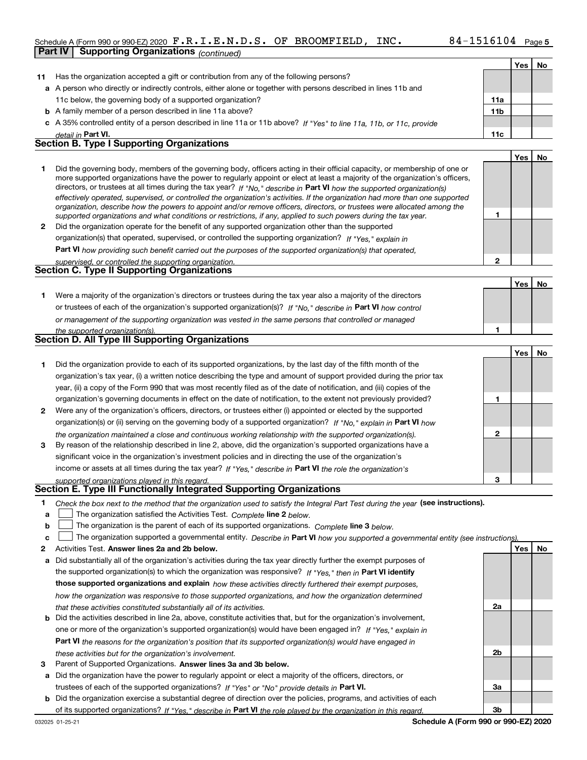Schedule A (Form 990 or 990-EZ) 2020 F.R.I.E.N.D.S. OF BROOMFIELD, INC. 84-1516104

## Part IV Supporting Organizations *(continued)*

| | | | Yes | No |
|---|---|---|---|---|
| **11** | Has the organization accepted a gift or contribution from any of the following persons? | | | |
| **a** | A person who directly or indirectly controls, either alone or together with persons described in lines 11b and 11c below, the governing body of a supported organization? | **11a** | | |
| **b** | A family member of a person described in line 11a above? | **11b** | | |
| **c** | A 35% controlled entity of a person described in line 11a or 11b above? *If "Yes" to line 11a, 11b, or 11c, provide detail in* **Part VI.** | **11c** | | |

### Section B. Type I Supporting Organizations

| | | | Yes | No |
|---|---|---|---|---|
| **1** | Did the governing body, members of the governing body, officers acting in their official capacity, or membership of one or more supported organizations have the power to regularly appoint or elect at least a majority of the organization's officers, directors, or trustees at all times during the tax year? *If "No," describe in* **Part VI** *how the supported organization(s) effectively operated, supervised, or controlled the organization's activities. If the organization had more than one supported organization, describe how the powers to appoint and/or remove officers, directors, or trustees were allocated among the supported organizations and what conditions or restrictions, if any, applied to such powers during the tax year.* | **1** | | |
| **2** | Did the organization operate for the benefit of any supported organization other than the supported organization(s) that operated, supervised, or controlled the supporting organization? *If "Yes," explain in* **Part VI** *how providing such benefit carried out the purposes of the supported organization(s) that operated, supervised, or controlled the supporting organization.* | **2** | | |

### Section C. Type II Supporting Organizations

| | | | Yes | No |
|---|---|---|---|---|
| **1** | Were a majority of the organization's directors or trustees during the tax year also a majority of the directors or trustees of each of the organization's supported organization(s)? *If "No," describe in* **Part VI** *how control or management of the supporting organization was vested in the same persons that controlled or managed the supported organization(s).* | **1** | | |

### Section D. All Type III Supporting Organizations

| | | | Yes | No |
|---|---|---|---|---|
| **1** | Did the organization provide to each of its supported organizations, by the last day of the fifth month of the organization's tax year, (i) a written notice describing the type and amount of support provided during the prior tax year, (ii) a copy of the Form 990 that was most recently filed as of the date of notification, and (iii) copies of the organization's governing documents in effect on the date of notification, to the extent not previously provided? | **1** | | |
| **2** | Were any of the organization's officers, directors, or trustees either (i) appointed or elected by the supported organization(s) or (ii) serving on the governing body of a supported organization? *If "No," explain in* **Part VI** *how the organization maintained a close and continuous working relationship with the supported organization(s).* | **2** | | |
| **3** | By reason of the relationship described in line 2, above, did the organization's supported organizations have a significant voice in the organization's investment policies and in directing the use of the organization's income or assets at all times during the tax year? *If "Yes," describe in* **Part VI** *the role the organization's supported organizations played in this regard.* | **3** | | |

### Section E. Type III Functionally Integrated Supporting Organizations

**1** *Check the box next to the method that the organization used to satisfy the Integral Part Test during the year* **(see instructions).**

- **a** ☐ The organization satisfied the Activities Test. *Complete* **line 2** *below.*
- **b** ☐ The organization is the parent of each of its supported organizations. *Complete* **line 3** *below.*
- **c** ☐ The organization supported a governmental entity. *Describe in* **Part VI** *how you supported a governmental entity (see instructions).*

| | | | Yes | No |
|---|---|---|---|---|
| **2** | Activities Test. **Answer lines 2a and 2b below.** | | | |
| **a** | Did substantially all of the organization's activities during the tax year directly further the exempt purposes of the supported organization(s) to which the organization was responsive? *If "Yes," then in* **Part VI identify those supported organizations and explain** *how these activities directly furthered their exempt purposes, how the organization was responsive to those supported organizations, and how the organization determined that these activities constituted substantially all of its activities.* | **2a** | | |
| **b** | Did the activities described in line 2a, above, constitute activities that, but for the organization's involvement, one or more of the organization's supported organization(s) would have been engaged in? *If "Yes," explain in* **Part VI** *the reasons for the organization's position that its supported organization(s) would have engaged in these activities but for the organization's involvement.* | **2b** | | |
| **3** | Parent of Supported Organizations. **Answer lines 3a and 3b below.** | | | |
| **a** | Did the organization have the power to regularly appoint or elect a majority of the officers, directors, or trustees of each of the supported organizations? *If "Yes" or "No" provide details in* **Part VI.** | **3a** | | |
| **b** | Did the organization exercise a substantial degree of direction over the policies, programs, and activities of each of its supported organizations? *If "Yes," describe in* **Part VI** *the role played by the organization in this regard.* | **3b** | | |

032025 01-25-21 **Schedule A (Form 990 or 990-EZ) 2020**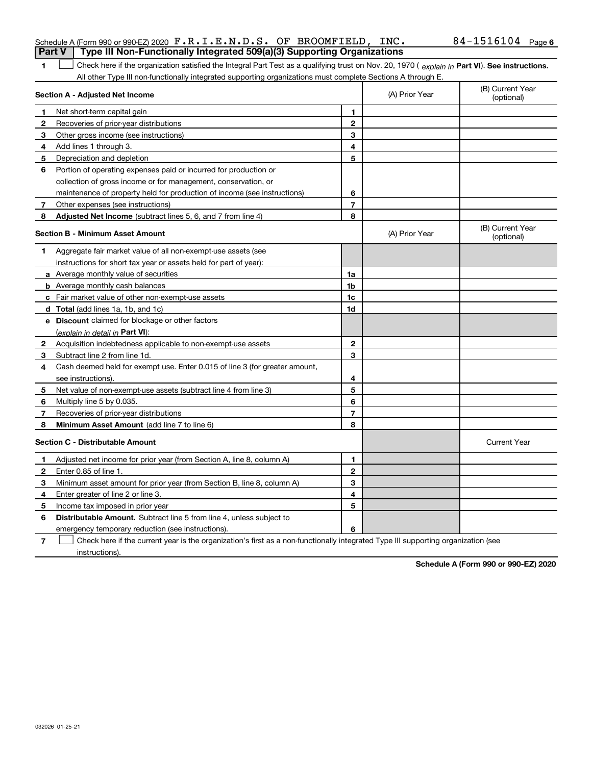Schedule A (Form 990 or 990-EZ) 2020 F.R.I.E.N.D.S. OF BROOMFIELD, INC. 84-1516104 Page 6

## Part V Type III Non-Functionally Integrated 509(a)(3) Supporting Organizations

**1** ☐ Check here if the organization satisfied the Integral Part Test as a qualifying trust on Nov. 20, 1970 ( *explain in* **Part VI**). **See instructions.** All other Type III non-functionally integrated supporting organizations must complete Sections A through E.

| **Section A - Adjusted Net Income** | | (A) Prior Year | (B) Current Year (optional) |
|---|---|---|---|
| **1** Net short-term capital gain | 1 | | |
| **2** Recoveries of prior-year distributions | 2 | | |
| **3** Other gross income (see instructions) | 3 | | |
| **4** Add lines 1 through 3. | 4 | | |
| **5** Depreciation and depletion | 5 | | |
| **6** Portion of operating expenses paid or incurred for production or collection of gross income or for management, conservation, or maintenance of property held for production of income (see instructions) | 6 | | |
| **7** Other expenses (see instructions) | 7 | | |
| **8** **Adjusted Net Income** (subtract lines 5, 6, and 7 from line 4) | 8 | | |

| **Section B - Minimum Asset Amount** | | (A) Prior Year | (B) Current Year (optional) |
|---|---|---|---|
| **1** Aggregate fair market value of all non-exempt-use assets (see instructions for short tax year or assets held for part of year): | | | |
| **a** Average monthly value of securities | 1a | | |
| **b** Average monthly cash balances | 1b | | |
| **c** Fair market value of other non-exempt-use assets | 1c | | |
| **d** **Total** (add lines 1a, 1b, and 1c) | 1d | | |
| **e** **Discount** claimed for blockage or other factors (*explain in detail in* **Part VI**): | | | |
| **2** Acquisition indebtedness applicable to non-exempt-use assets | 2 | | |
| **3** Subtract line 2 from line 1d. | 3 | | |
| **4** Cash deemed held for exempt use. Enter 0.015 of line 3 (for greater amount, see instructions). | 4 | | |
| **5** Net value of non-exempt-use assets (subtract line 4 from line 3) | 5 | | |
| **6** Multiply line 5 by 0.035. | 6 | | |
| **7** Recoveries of prior-year distributions | 7 | | |
| **8** **Minimum Asset Amount** (add line 7 to line 6) | 8 | | |

| **Section C - Distributable Amount** | | | Current Year |
|---|---|---|---|
| **1** Adjusted net income for prior year (from Section A, line 8, column A) | 1 | | |
| **2** Enter 0.85 of line 1. | 2 | | |
| **3** Minimum asset amount for prior year (from Section B, line 8, column A) | 3 | | |
| **4** Enter greater of line 2 or line 3. | 4 | | |
| **5** Income tax imposed in prior year | 5 | | |
| **6** **Distributable Amount.** Subtract line 5 from line 4, unless subject to emergency temporary reduction (see instructions). | 6 | | |

**7** ☐ Check here if the current year is the organization's first as a non-functionally integrated Type III supporting organization (see instructions).

**Schedule A (Form 990 or 990-EZ) 2020**

032026 01-25-21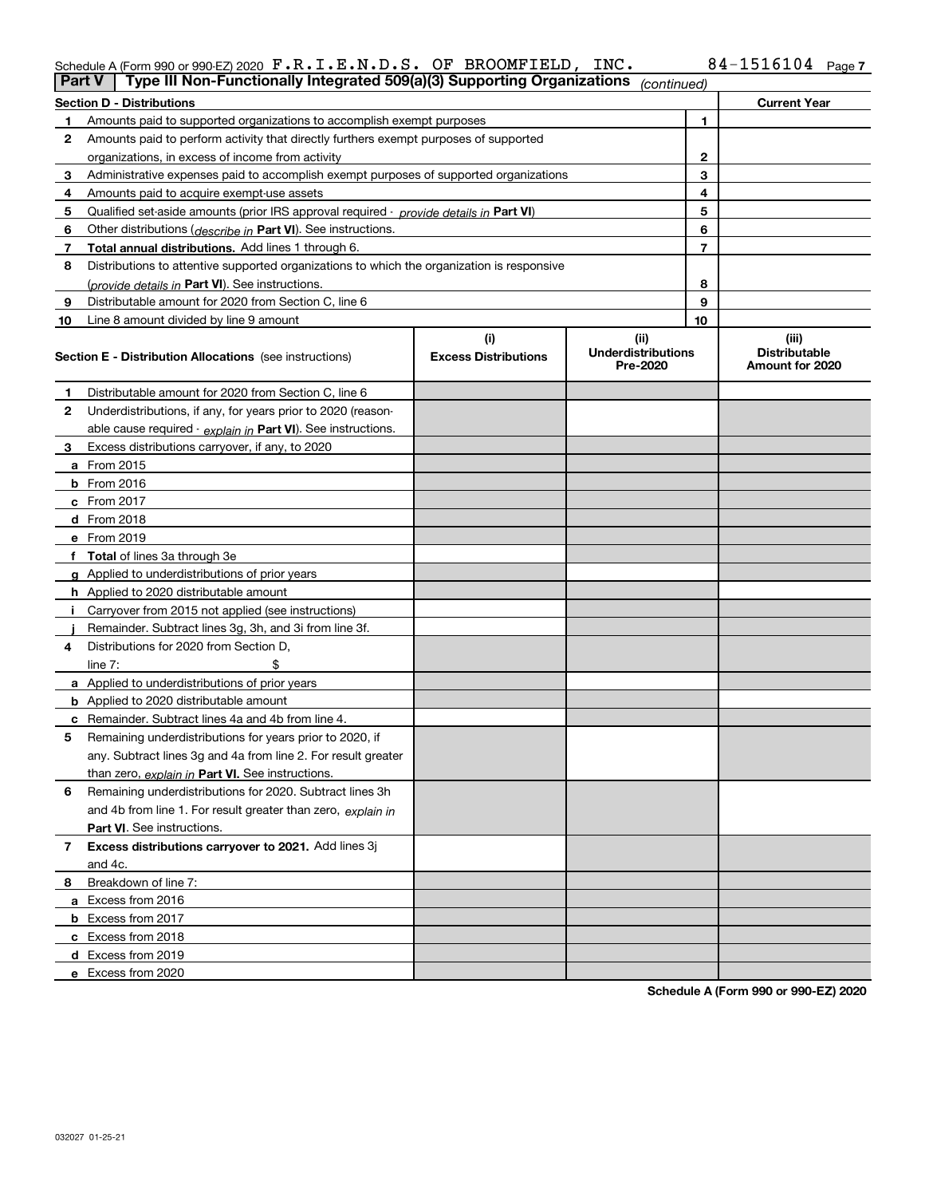Schedule A (Form 990 or 990-EZ) 2020 F.R.I.E.N.D.S. OF BROOMFIELD, INC. 84-1516104 Page 7

**Part V — Type III Non-Functionally Integrated 509(a)(3) Supporting Organizations** *(continued)*

| **Section D - Distributions** | | **Current Year** |
|---|---|---|
| 1 Amounts paid to supported organizations to accomplish exempt purposes | 1 | |
| 2 Amounts paid to perform activity that directly furthers exempt purposes of supported organizations, in excess of income from activity | 2 | |
| 3 Administrative expenses paid to accomplish exempt purposes of supported organizations | 3 | |
| 4 Amounts paid to acquire exempt-use assets | 4 | |
| 5 Qualified set-aside amounts (prior IRS approval required - *provide details in* **Part VI**) | 5 | |
| 6 Other distributions (*describe in* **Part VI**). See instructions. | 6 | |
| 7 **Total annual distributions.** Add lines 1 through 6. | 7 | |
| 8 Distributions to attentive supported organizations to which the organization is responsive (*provide details in* **Part VI**). See instructions. | 8 | |
| 9 Distributable amount for 2020 from Section C, line 6 | 9 | |
| 10 Line 8 amount divided by line 9 amount | 10 | |

| **Section E - Distribution Allocations** (see instructions) | (i) Excess Distributions | (ii) Underdistributions Pre-2020 | (iii) Distributable Amount for 2020 |
|---|---|---|---|
| 1 Distributable amount for 2020 from Section C, line 6 | | | |
| 2 Underdistributions, if any, for years prior to 2020 (reasonable cause required - *explain in* **Part VI**). See instructions. | | | |
| 3 Excess distributions carryover, if any, to 2020 | | | |
| a From 2015 | | | |
| b From 2016 | | | |
| c From 2017 | | | |
| d From 2018 | | | |
| e From 2019 | | | |
| f **Total** of lines 3a through 3e | | | |
| g Applied to underdistributions of prior years | | | |
| h Applied to 2020 distributable amount | | | |
| i Carryover from 2015 not applied (see instructions) | | | |
| j Remainder. Subtract lines 3g, 3h, and 3i from line 3f. | | | |
| 4 Distributions for 2020 from Section D, line 7: $ | | | |
| a Applied to underdistributions of prior years | | | |
| b Applied to 2020 distributable amount | | | |
| c Remainder. Subtract lines 4a and 4b from line 4. | | | |
| 5 Remaining underdistributions for years prior to 2020, if any. Subtract lines 3g and 4a from line 2. For result greater than zero, *explain in* **Part VI.** See instructions. | | | |
| 6 Remaining underdistributions for 2020. Subtract lines 3h and 4b from line 1. For result greater than zero, *explain in* **Part VI**. See instructions. | | | |
| 7 **Excess distributions carryover to 2021.** Add lines 3j and 4c. | | | |
| 8 Breakdown of line 7: | | | |
| a Excess from 2016 | | | |
| b Excess from 2017 | | | |
| c Excess from 2018 | | | |
| d Excess from 2019 | | | |
| e Excess from 2020 | | | |

**Schedule A (Form 990 or 990-EZ) 2020**

032027 01-25-21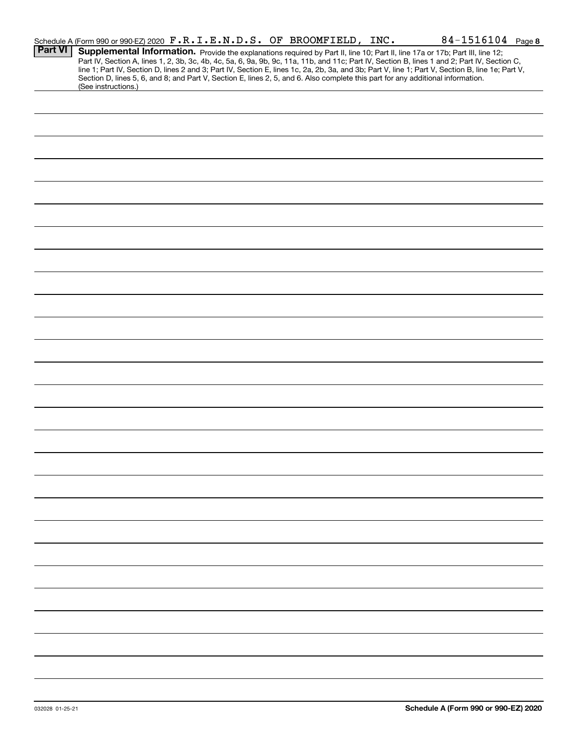Schedule A (Form 990 or 990-EZ) 2020 F.R.I.E.N.D.S. OF BROOMFIELD, INC. 84-1516104 Page 8

**Part VI** **Supplemental Information.** Provide the explanations required by Part II, line 10; Part II, line 17a or 17b; Part III, line 12; Part IV, Section A, lines 1, 2, 3b, 3c, 4b, 4c, 5a, 6, 9a, 9b, 9c, 11a, 11b, and 11c; Part IV, Section B, lines 1 and 2; Part IV, Section C, line 1; Part IV, Section D, lines 2 and 3; Part IV, Section E, lines 1c, 2a, 2b, 3a, and 3b; Part V, line 1; Part V, Section B, line 1e; Part V, Section D, lines 5, 6, and 8; and Part V, Section E, lines 2, 5, and 6. Also complete this part for any additional information. (See instructions.)

032028 01-25-21 **Schedule A (Form 990 or 990-EZ) 2020**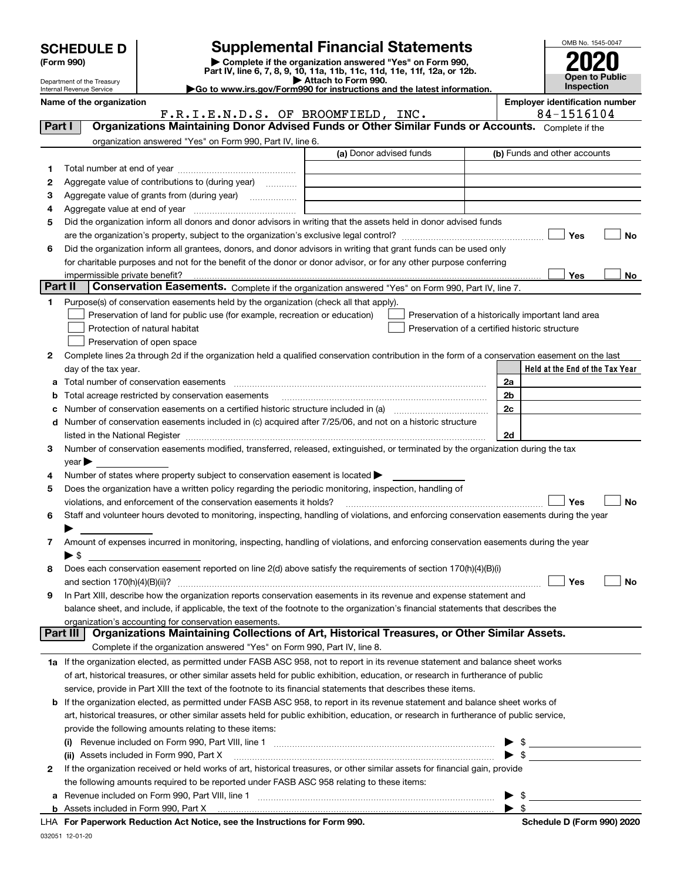# SCHEDULE D (Form 990)

Department of the Treasury
Internal Revenue Service

## Supplemental Financial Statements

▶ Complete if the organization answered "Yes" on Form 990, Part IV, line 6, 7, 8, 9, 10, 11a, 11b, 11c, 11d, 11e, 11f, 12a, or 12b.
▶ Attach to Form 990.
▶Go to www.irs.gov/Form990 for instructions and the latest information.

OMB No. 1545-0047
**2020**
**Open to Public Inspection**

**Name of the organization:** F.R.I.E.N.D.S. OF BROOMFIELD, INC.
**Employer identification number:** 84-1516104

## Part I Organizations Maintaining Donor Advised Funds or Other Similar Funds or Accounts.

Complete if the organization answered "Yes" on Form 990, Part IV, line 6.

| | | (a) Donor advised funds | (b) Funds and other accounts |
|---|---|---|---|
| 1 | Total number at end of year | | |
| 2 | Aggregate value of contributions to (during year) | | |
| 3 | Aggregate value of grants from (during year) | | |
| 4 | Aggregate value at end of year | | |

5 Did the organization inform all donors and donor advisors in writing that the assets held in donor advised funds are the organization's property, subject to the organization's exclusive legal control? ☐ Yes ☐ No

6 Did the organization inform all grantees, donors, and donor advisors in writing that grant funds can be used only for charitable purposes and not for the benefit of the donor or donor advisor, or for any other purpose conferring impermissible private benefit? ☐ Yes ☐ No

## Part II Conservation Easements.

Complete if the organization answered "Yes" on Form 990, Part IV, line 7.

1 Purpose(s) of conservation easements held by the organization (check all that apply).

- ☐ Preservation of land for public use (for example, recreation or education)
- ☐ Protection of natural habitat
- ☐ Preservation of open space
- ☐ Preservation of a historically important land area
- ☐ Preservation of a certified historic structure

2 Complete lines 2a through 2d if the organization held a qualified conservation contribution in the form of a conservation easement on the last day of the tax year.

| | | | Held at the End of the Tax Year |
|---|---|---|---|
| a | Total number of conservation easements | 2a | |
| b | Total acreage restricted by conservation easements | 2b | |
| c | Number of conservation easements on a certified historic structure included in (a) | 2c | |
| d | Number of conservation easements included in (c) acquired after 7/25/06, and not on a historic structure listed in the National Register | 2d | |

3 Number of conservation easements modified, transferred, released, extinguished, or terminated by the organization during the tax year ▶

4 Number of states where property subject to conservation easement is located ▶

5 Does the organization have a written policy regarding the periodic monitoring, inspection, handling of violations, and enforcement of the conservation easements it holds? ☐ Yes ☐ No

6 Staff and volunteer hours devoted to monitoring, inspecting, handling of violations, and enforcing conservation easements during the year ▶

7 Amount of expenses incurred in monitoring, inspecting, handling of violations, and enforcing conservation easements during the year ▶ $

8 Does each conservation easement reported on line 2(d) above satisfy the requirements of section 170(h)(4)(B)(i) and section 170(h)(4)(B)(ii)? ☐ Yes ☐ No

9 In Part XIII, describe how the organization reports conservation easements in its revenue and expense statement and balance sheet, and include, if applicable, the text of the footnote to the organization's financial statements that describes the organization's accounting for conservation easements.

## Part III Organizations Maintaining Collections of Art, Historical Treasures, or Other Similar Assets.

Complete if the organization answered "Yes" on Form 990, Part IV, line 8.

1a If the organization elected, as permitted under FASB ASC 958, not to report in its revenue statement and balance sheet works of art, historical treasures, or other similar assets held for public exhibition, education, or research in furtherance of public service, provide in Part XIII the text of the footnote to its financial statements that describes these items.

b If the organization elected, as permitted under FASB ASC 958, to report in its revenue statement and balance sheet works of art, historical treasures, or other similar assets held for public exhibition, education, or research in furtherance of public service, provide the following amounts relating to these items:

(i) Revenue included on Form 990, Part VIII, line 1 ▶ $

(ii) Assets included in Form 990, Part X ▶ $

2 If the organization received or held works of art, historical treasures, or other similar assets for financial gain, provide the following amounts required to be reported under FASB ASC 958 relating to these items:

a Revenue included on Form 990, Part VIII, line 1 ▶ $

b Assets included in Form 990, Part X ▶ $

LHA For Paperwork Reduction Act Notice, see the Instructions for Form 990. Schedule D (Form 990) 2020

032051 12-01-20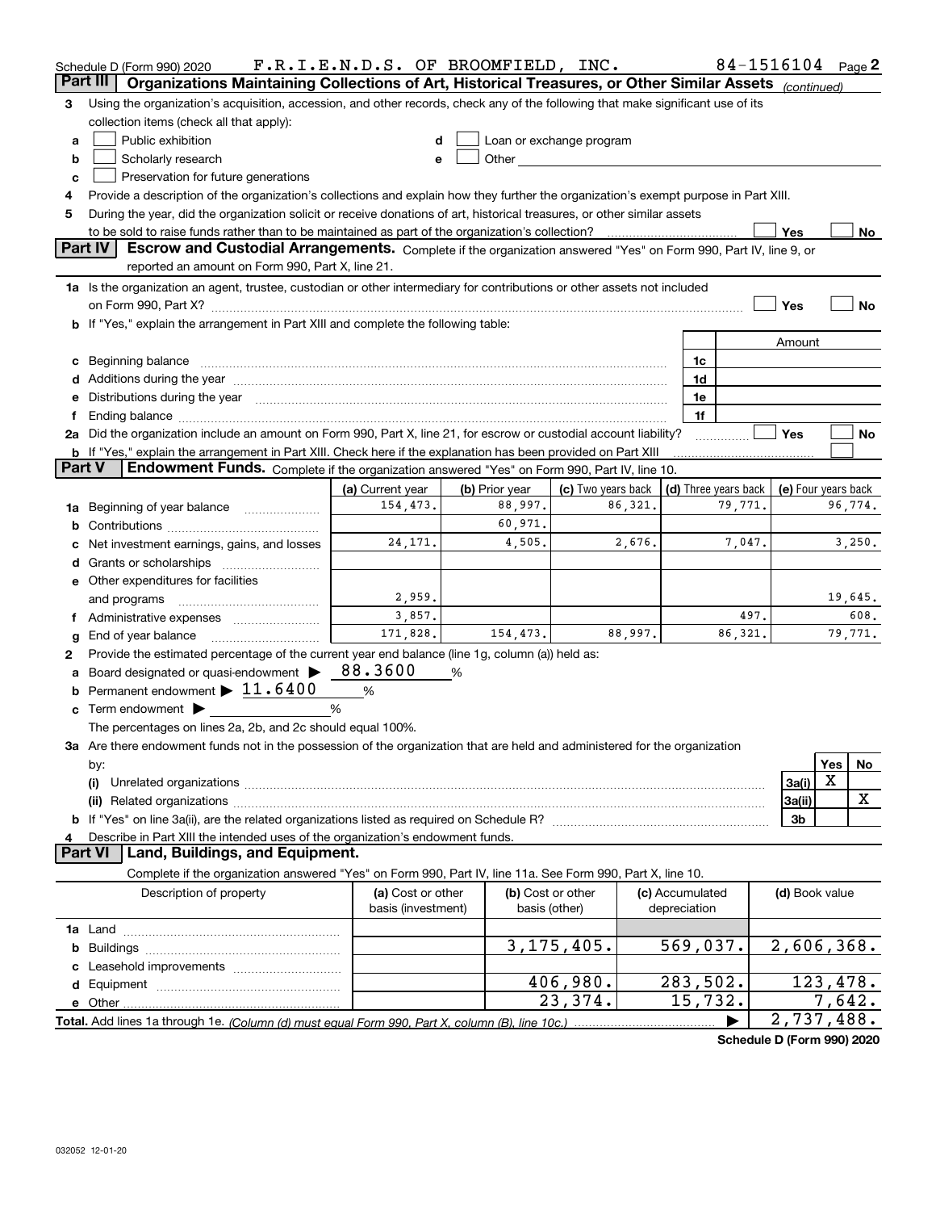Schedule D (Form 990) 2020 F.R.I.E.N.D.S. OF BROOMFIELD, INC. 84-1516104 Page **2**

## Part III — Organizations Maintaining Collections of Art, Historical Treasures, or Other Similar Assets *(continued)*

**3** Using the organization's acquisition, accession, and other records, check any of the following that make significant use of its collection items (check all that apply):

- **a** ☐ Public exhibition
- **b** ☐ Scholarly research
- **c** ☐ Preservation for future generations
- **d** ☐ Loan or exchange program
- **e** ☐ Other

**4** Provide a description of the organization's collections and explain how they further the organization's exempt purpose in Part XIII.

**5** During the year, did the organization solicit or receive donations of art, historical treasures, or other similar assets to be sold to raise funds rather than to be maintained as part of the organization's collection? ☐ Yes ☐ No

## Part IV — Escrow and Custodial Arrangements.

Complete if the organization answered "Yes" on Form 990, Part IV, line 9, or reported an amount on Form 990, Part X, line 21.

**1a** Is the organization an agent, trustee, custodian or other intermediary for contributions or other assets not included on Form 990, Part X? ☐ Yes ☐ No

**b** If "Yes," explain the arrangement in Part XIII and complete the following table:

| | | Amount |
|---|---|---|
| **c** Beginning balance | 1c | |
| **d** Additions during the year | 1d | |
| **e** Distributions during the year | 1e | |
| **f** Ending balance | 1f | |

**2a** Did the organization include an amount on Form 990, Part X, line 21, for escrow or custodial account liability? ☐ Yes ☐ No

**b** If "Yes," explain the arrangement in Part XIII. Check here if the explanation has been provided on Part XIII ☐

## Part V — Endowment Funds.

Complete if the organization answered "Yes" on Form 990, Part IV, line 10.

| | (a) Current year | (b) Prior year | (c) Two years back | (d) Three years back | (e) Four years back |
|---|---|---|---|---|---|
| **1a** Beginning of year balance | 154,473. | 88,997. | 86,321. | 79,771. | 96,774. |
| **b** Contributions | | 60,971. | | | |
| **c** Net investment earnings, gains, and losses | 24,171. | 4,505. | 2,676. | 7,047. | 3,250. |
| **d** Grants or scholarships | | | | | |
| **e** Other expenditures for facilities and programs | 2,959. | | | | 19,645. |
| **f** Administrative expenses | 3,857. | | | 497. | 608. |
| **g** End of year balance | 171,828. | 154,473. | 88,997. | 86,321. | 79,771. |

**2** Provide the estimated percentage of the current year end balance (line 1g, column (a)) held as:

- **a** Board designated or quasi-endowment ▶ 88.3600 %
- **b** Permanent endowment ▶ 11.6400 %
- **c** Term endowment ▶ %

The percentages on lines 2a, 2b, and 2c should equal 100%.

**3a** Are there endowment funds not in the possession of the organization that are held and administered for the organization by:

| | | Yes | No |
|---|---|---|---|
| **(i)** Unrelated organizations | 3a(i) | X | |
| **(ii)** Related organizations | 3a(ii) | | X |
| **b** If "Yes" on line 3a(ii), are the related organizations listed as required on Schedule R? | 3b | | |

**4** Describe in Part XIII the intended uses of the organization's endowment funds.

## Part VI — Land, Buildings, and Equipment.

Complete if the organization answered "Yes" on Form 990, Part IV, line 11a. See Form 990, Part X, line 10.

| Description of property | (a) Cost or other basis (investment) | (b) Cost or other basis (other) | (c) Accumulated depreciation | (d) Book value |
|---|---|---|---|---|
| **1a** Land | | | | |
| **b** Buildings | | 3,175,405. | 569,037. | 2,606,368. |
| **c** Leasehold improvements | | | | |
| **d** Equipment | | 406,980. | 283,502. | 123,478. |
| **e** Other | | 23,374. | 15,732. | 7,642. |
| **Total.** Add lines 1a through 1e. *(Column (d) must equal Form 990, Part X, column (B), line 10c.)* | | | ▶ | 2,737,488. |

**Schedule D (Form 990) 2020**

032052 12-01-20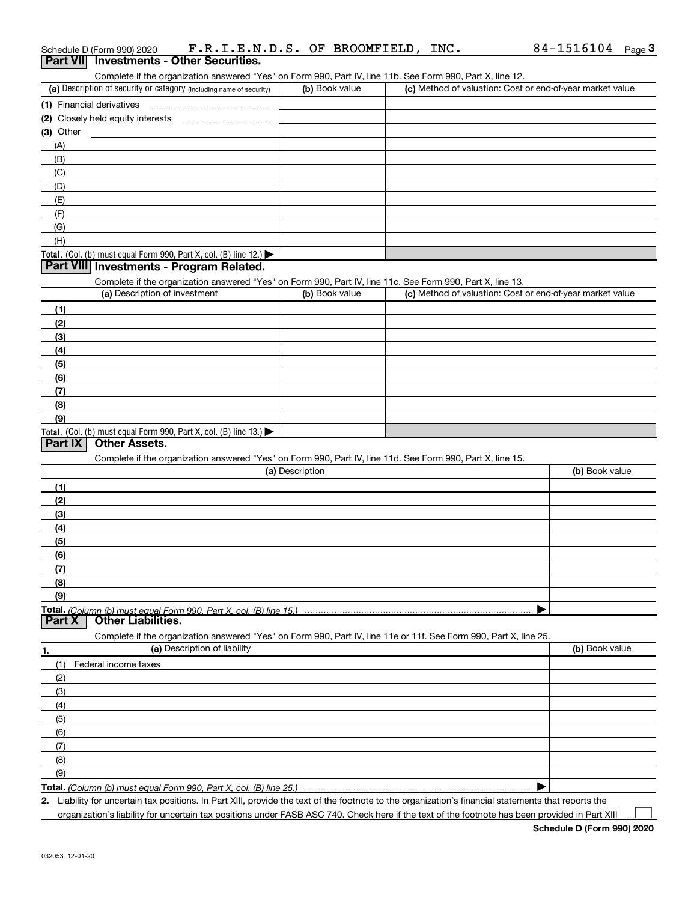Schedule D (Form 990) 2020 F.R.I.E.N.D.S. OF BROOMFIELD, INC. 84-1516104 Page 3

## Part VII Investments - Other Securities.

Complete if the organization answered "Yes" on Form 990, Part IV, line 11b. See Form 990, Part X, line 12.

| (a) Description of security or category (including name of security) | (b) Book value | (c) Method of valuation: Cost or end-of-year market value |
|---|---|---|
| (1) Financial derivatives | | |
| (2) Closely held equity interests | | |
| (3) Other | | |
| (A) | | |
| (B) | | |
| (C) | | |
| (D) | | |
| (E) | | |
| (F) | | |
| (G) | | |
| (H) | | |
| **Total.** (Col. (b) must equal Form 990, Part X, col. (B) line 12.) ▶ | | |

## Part VIII Investments - Program Related.

Complete if the organization answered "Yes" on Form 990, Part IV, line 11c. See Form 990, Part X, line 13.

| (a) Description of investment | (b) Book value | (c) Method of valuation: Cost or end-of-year market value |
|---|---|---|
| (1) | | |
| (2) | | |
| (3) | | |
| (4) | | |
| (5) | | |
| (6) | | |
| (7) | | |
| (8) | | |
| (9) | | |
| **Total.** (Col. (b) must equal Form 990, Part X, col. (B) line 13.) ▶ | | |

## Part IX Other Assets.

Complete if the organization answered "Yes" on Form 990, Part IV, line 11d. See Form 990, Part X, line 15.

| (a) Description | (b) Book value |
|---|---|
| (1) | |
| (2) | |
| (3) | |
| (4) | |
| (5) | |
| (6) | |
| (7) | |
| (8) | |
| (9) | |
| **Total.** *(Column (b) must equal Form 990, Part X, col. (B) line 15.)* ▶ | |

## Part X Other Liabilities.

Complete if the organization answered "Yes" on Form 990, Part IV, line 11e or 11f. See Form 990, Part X, line 25.

| 1. (a) Description of liability | (b) Book value |
|---|---|
| (1) Federal income taxes | |
| (2) | |
| (3) | |
| (4) | |
| (5) | |
| (6) | |
| (7) | |
| (8) | |
| (9) | |
| **Total.** *(Column (b) must equal Form 990, Part X, col. (B) line 25.)* ▶ | |

**2.** Liability for uncertain tax positions. In Part XIII, provide the text of the footnote to the organization's financial statements that reports the organization's liability for uncertain tax positions under FASB ASC 740. Check here if the text of the footnote has been provided in Part XIII ☐

**Schedule D (Form 990) 2020**

032053 12-01-20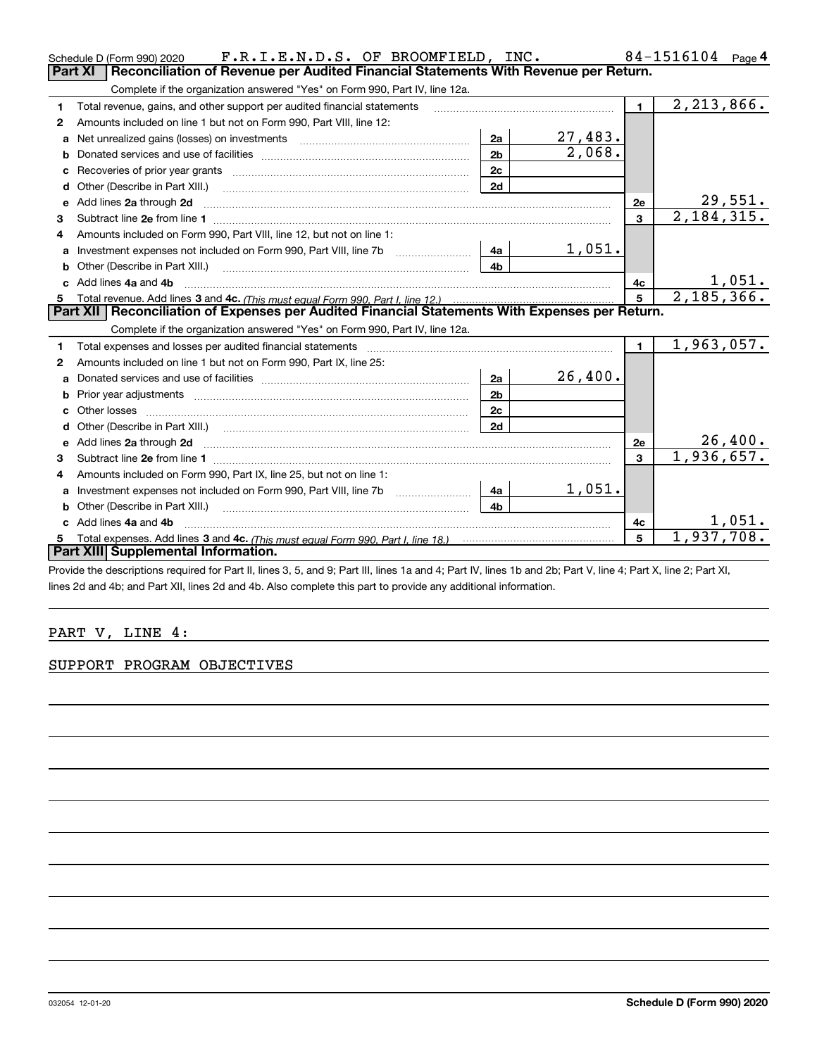Schedule D (Form 990) 2020 F.R.I.E.N.D.S. OF BROOMFIELD, INC. 84-1516104 Page 4

## Part XI Reconciliation of Revenue per Audited Financial Statements With Revenue per Return.

Complete if the organization answered "Yes" on Form 990, Part IV, line 12a.

| | | | | | |
|---|---|---|---|---|---|
| 1 | Total revenue, gains, and other support per audited financial statements | | | 1 | 2,213,866. |
| 2 | Amounts included on line 1 but not on Form 990, Part VIII, line 12: | | | | |
| a | Net unrealized gains (losses) on investments | 2a | 27,483. | | |
| b | Donated services and use of facilities | 2b | 2,068. | | |
| c | Recoveries of prior year grants | 2c | | | |
| d | Other (Describe in Part XIII.) | 2d | | | |
| e | Add lines **2a** through **2d** | | | 2e | 29,551. |
| 3 | Subtract line **2e** from line **1** | | | 3 | 2,184,315. |
| 4 | Amounts included on Form 990, Part VIII, line 12, but not on line 1: | | | | |
| a | Investment expenses not included on Form 990, Part VIII, line 7b | 4a | 1,051. | | |
| b | Other (Describe in Part XIII.) | 4b | | | |
| c | Add lines **4a** and **4b** | | | 4c | 1,051. |
| 5 | Total revenue. Add lines **3** and **4c.** *(This must equal Form 990, Part I, line 12.)* | | | 5 | 2,185,366. |

## Part XII Reconciliation of Expenses per Audited Financial Statements With Expenses per Return.

Complete if the organization answered "Yes" on Form 990, Part IV, line 12a.

| | | | | | |
|---|---|---|---|---|---|
| 1 | Total expenses and losses per audited financial statements | | | 1 | 1,963,057. |
| 2 | Amounts included on line 1 but not on Form 990, Part IX, line 25: | | | | |
| a | Donated services and use of facilities | 2a | 26,400. | | |
| b | Prior year adjustments | 2b | | | |
| c | Other losses | 2c | | | |
| d | Other (Describe in Part XIII.) | 2d | | | |
| e | Add lines **2a** through **2d** | | | 2e | 26,400. |
| 3 | Subtract line **2e** from line **1** | | | 3 | 1,936,657. |
| 4 | Amounts included on Form 990, Part IX, line 25, but not on line 1: | | | | |
| a | Investment expenses not included on Form 990, Part VIII, line 7b | 4a | 1,051. | | |
| b | Other (Describe in Part XIII.) | 4b | | | |
| c | Add lines **4a** and **4b** | | | 4c | 1,051. |
| 5 | Total expenses. Add lines **3** and **4c.** *(This must equal Form 990, Part I, line 18.)* | | | 5 | 1,937,708. |

## Part XIII Supplemental Information.

Provide the descriptions required for Part II, lines 3, 5, and 9; Part III, lines 1a and 4; Part IV, lines 1b and 2b; Part V, line 4; Part X, line 2; Part XI, lines 2d and 4b; and Part XII, lines 2d and 4b. Also complete this part to provide any additional information.

PART V, LINE 4:

SUPPORT PROGRAM OBJECTIVES

032054 12-01-20 **Schedule D (Form 990) 2020**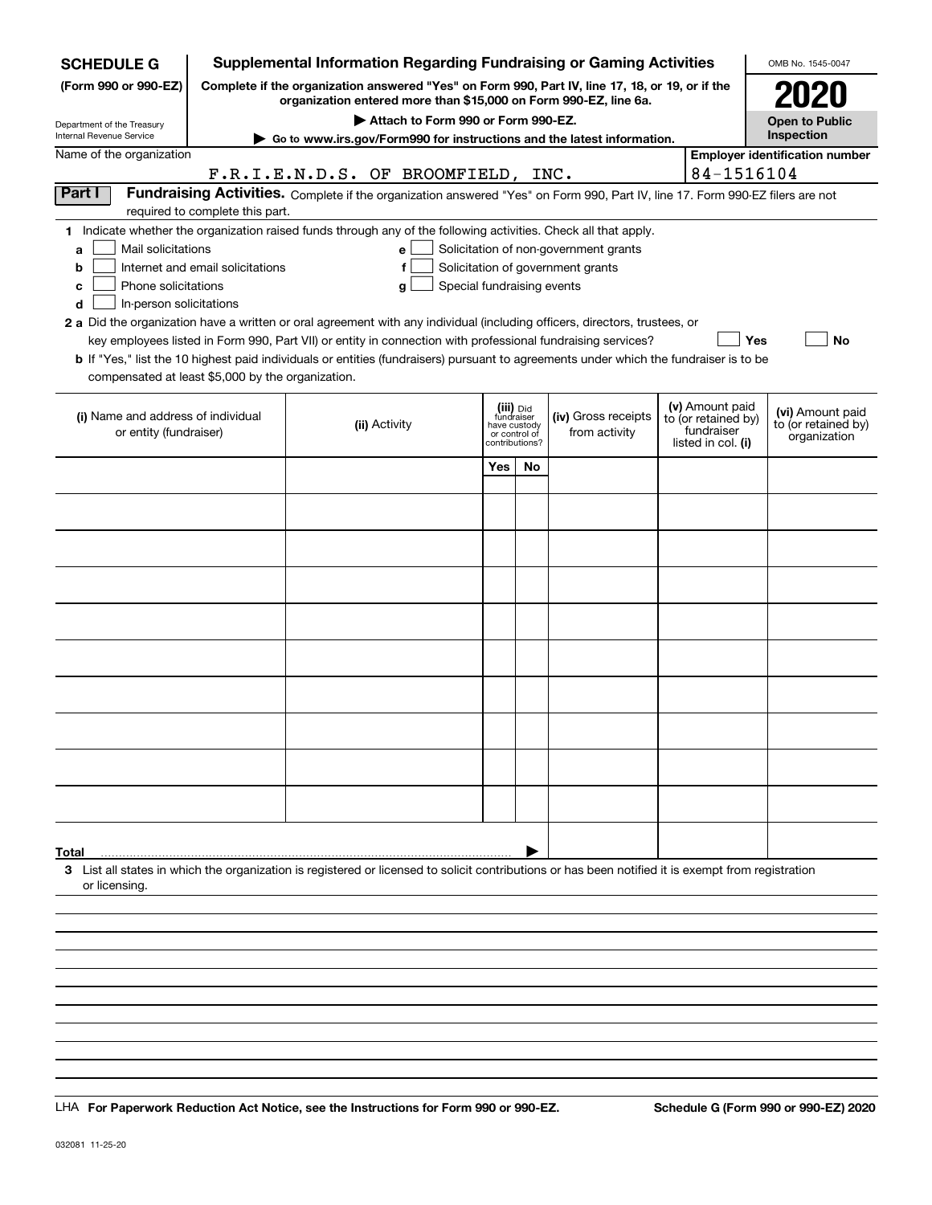**SCHEDULE G** (Form 990 or 990-EZ)

Department of the Treasury
Internal Revenue Service

# Supplemental Information Regarding Fundraising or Gaming Activities

**Complete if the organization answered "Yes" on Form 990, Part IV, line 17, 18, or 19, or if the organization entered more than $15,000 on Form 990-EZ, line 6a.**

**▶ Attach to Form 990 or Form 990-EZ.**

**▶ Go to www.irs.gov/Form990 for instructions and the latest information.**

OMB No. 1545-0047

**2020**

**Open to Public Inspection**

Name of the organization: F.R.I.E.N.D.S. OF BROOMFIELD, INC.

Employer identification number: 84-1516104

**Part I** **Fundraising Activities.** Complete if the organization answered "Yes" on Form 990, Part IV, line 17. Form 990-EZ filers are not required to complete this part.

**1** Indicate whether the organization raised funds through any of the following activities. Check all that apply.

- **a** ☐ Mail solicitations
- **b** ☐ Internet and email solicitations
- **c** ☐ Phone solicitations
- **d** ☐ In-person solicitations
- **e** ☐ Solicitation of non-government grants
- **f** ☐ Solicitation of government grants
- **g** ☐ Special fundraising events

**2 a** Did the organization have a written or oral agreement with any individual (including officers, directors, trustees, or key employees listed in Form 990, Part VII) or entity in connection with professional fundraising services? ☐ **Yes** ☐ **No**

**b** If "Yes," list the 10 highest paid individuals or entities (fundraisers) pursuant to agreements under which the fundraiser is to be compensated at least $5,000 by the organization.

| (i) Name and address of individual or entity (fundraiser) | (ii) Activity | (iii) Did fundraiser have custody or control of contributions? | | (iv) Gross receipts from activity | (v) Amount paid to (or retained by) fundraiser listed in col. (i) | (vi) Amount paid to (or retained by) organization |
|---|---|---|---|---|---|---|
| | | Yes | No | | | |
| | | | | | | |
| | | | | | | |
| | | | | | | |
| | | | | | | |
| | | | | | | |
| | | | | | | |
| | | | | | | |
| | | | | | | |
| | | | | | | |
| | | | | | | |
| **Total** ▶ | | | | | | |

**3** List all states in which the organization is registered or licensed to solicit contributions or has been notified it is exempt from registration or licensing.

LHA **For Paperwork Reduction Act Notice, see the Instructions for Form 990 or 990-EZ.** **Schedule G (Form 990 or 990-EZ) 2020**

032081 11-25-20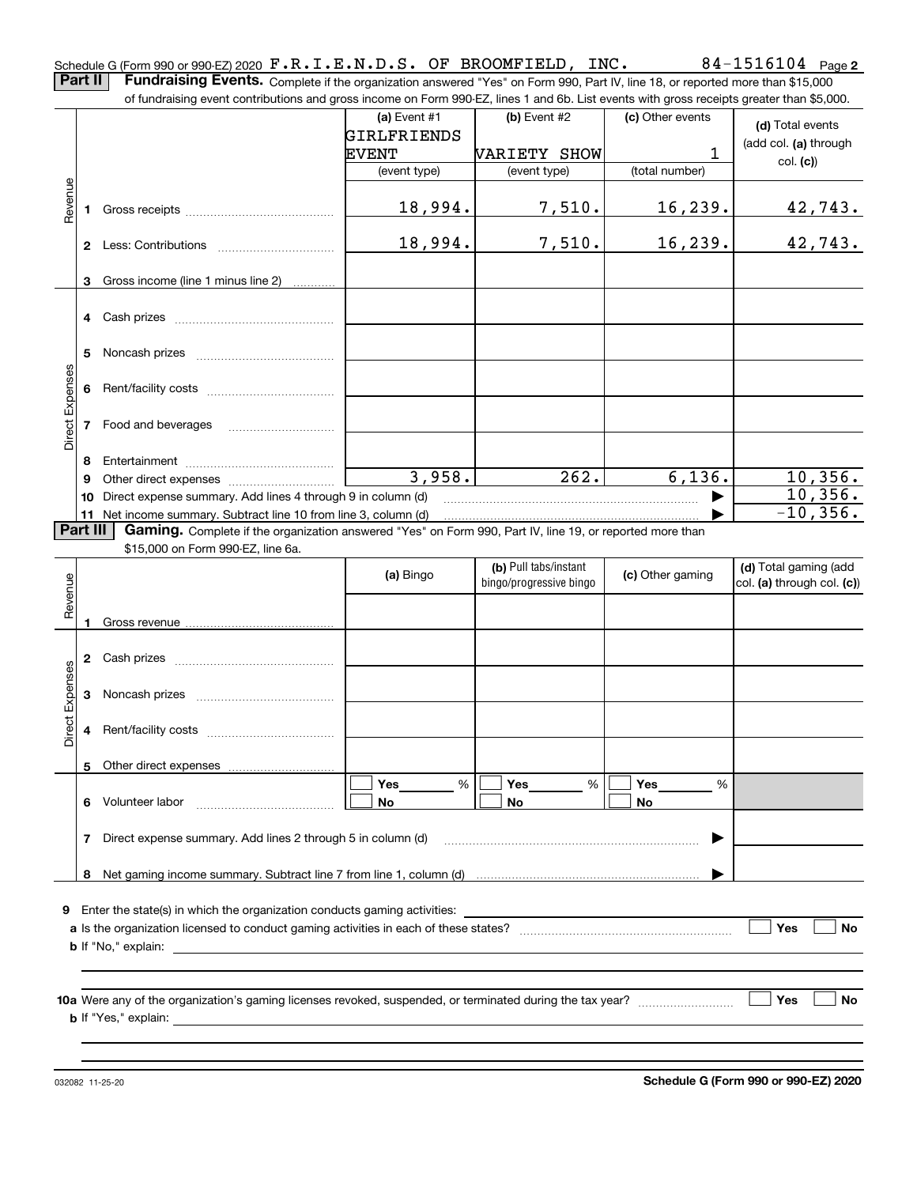Schedule G (Form 990 or 990-EZ) 2020 F.R.I.E.N.D.S. OF BROOMFIELD, INC. 84-1516104 Page **2**

**Part II** **Fundraising Events.** Complete if the organization answered "Yes" on Form 990, Part IV, line 18, or reported more than $15,000 of fundraising event contributions and gross income on Form 990-EZ, lines 1 and 6b. List events with gross receipts greater than $5,000.

| | | (a) Event #1 GIRLFRIENDS EVENT (event type) | (b) Event #2 VARIETY SHOW (event type) | (c) Other events 1 (total number) | (d) Total events (add col. (a) through col. (c)) |
|---|---|---|---|---|---|
| Revenue | 1 Gross receipts | 18,994. | 7,510. | 16,239. | 42,743. |
| | 2 Less: Contributions | 18,994. | 7,510. | 16,239. | 42,743. |
| | 3 Gross income (line 1 minus line 2) | | | | |
| Direct Expenses | 4 Cash prizes | | | | |
| | 5 Noncash prizes | | | | |
| | 6 Rent/facility costs | | | | |
| | 7 Food and beverages | | | | |
| | 8 Entertainment | | | | |
| | 9 Other direct expenses | 3,958. | 262. | 6,136. | 10,356. |
| | 10 Direct expense summary. Add lines 4 through 9 in column (d) | | | ▶ | 10,356. |
| | 11 Net income summary. Subtract line 10 from line 3, column (d) | | | ▶ | -10,356. |

**Part III** **Gaming.** Complete if the organization answered "Yes" on Form 990, Part IV, line 19, or reported more than $15,000 on Form 990-EZ, line 6a.

| | | (a) Bingo | (b) Pull tabs/instant bingo/progressive bingo | (c) Other gaming | (d) Total gaming (add col. (a) through col. (c)) |
|---|---|---|---|---|---|
| Revenue | 1 Gross revenue | | | | |
| Direct Expenses | 2 Cash prizes | | | | |
| | 3 Noncash prizes | | | | |
| | 4 Rent/facility costs | | | | |
| | 5 Other direct expenses | | | | |
| | 6 Volunteer labor | ☐ Yes ____ % ☐ No | ☐ Yes ____ % ☐ No | ☐ Yes ____ % ☐ No | |
| | 7 Direct expense summary. Add lines 2 through 5 in column (d) | | | ▶ | |
| | 8 Net gaming income summary. Subtract line 7 from line 1, column (d) | | | ▶ | |

**9** Enter the state(s) in which the organization conducts gaming activities: ____________

**a** Is the organization licensed to conduct gaming activities in each of these states? ☐ Yes ☐ No

**b** If "No," explain: ____________

**10a** Were any of the organization's gaming licenses revoked, suspended, or terminated during the tax year? ☐ Yes ☐ No

**b** If "Yes," explain: ____________

032082 11-25-20 **Schedule G (Form 990 or 990-EZ) 2020**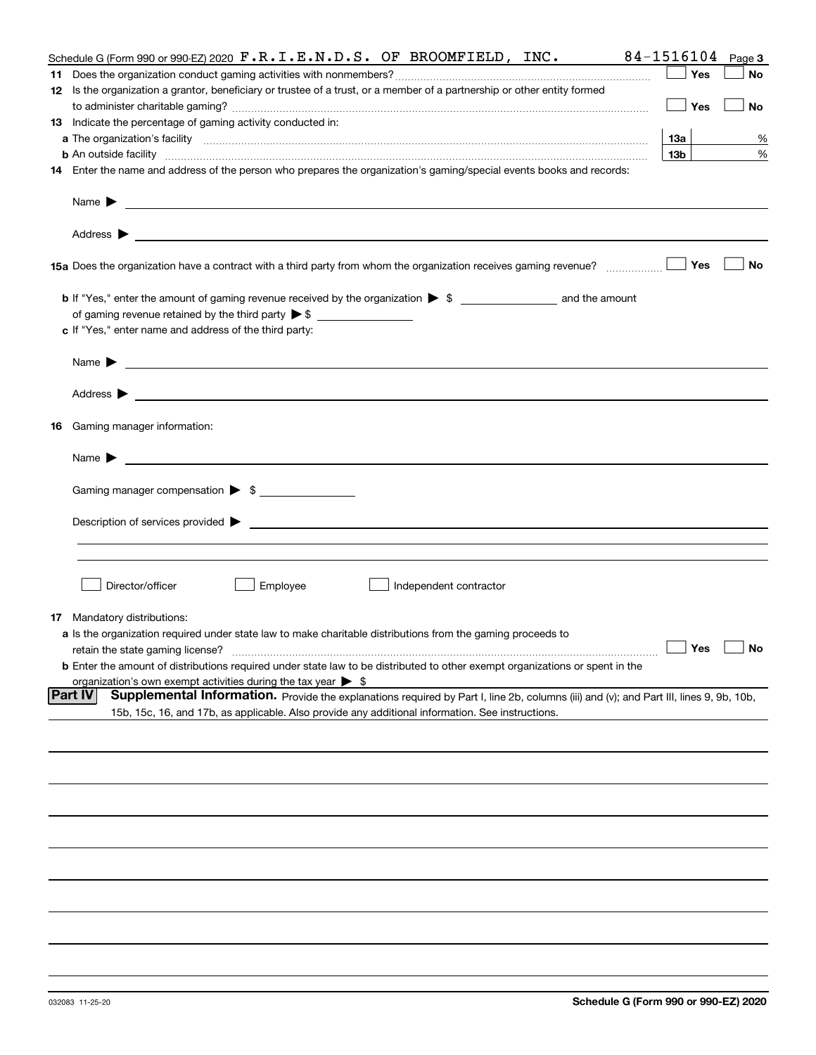Schedule G (Form 990 or 990-EZ) 2020 F.R.I.E.N.D.S. OF BROOMFIELD, INC. 84-1516104 Page 3

**11** Does the organization conduct gaming activities with nonmembers? ☐ Yes ☐ No

**12** Is the organization a grantor, beneficiary or trustee of a trust, or a member of a partnership or other entity formed to administer charitable gaming? ☐ Yes ☐ No

**13** Indicate the percentage of gaming activity conducted in:

**a** The organization's facility **13a** %

**b** An outside facility **13b** %

**14** Enter the name and address of the person who prepares the organization's gaming/special events books and records:

Name ▶

Address ▶

**15a** Does the organization have a contract with a third party from whom the organization receives gaming revenue? ☐ Yes ☐ No

**b** If "Yes," enter the amount of gaming revenue received by the organization ▶ $ ______ and the amount of gaming revenue retained by the third party ▶ $ ______

**c** If "Yes," enter name and address of the third party:

Name ▶

Address ▶

**16** Gaming manager information:

Name ▶

Gaming manager compensation ▶ $ ______

Description of services provided ▶

☐ Director/officer ☐ Employee ☐ Independent contractor

**17** Mandatory distributions:

**a** Is the organization required under state law to make charitable distributions from the gaming proceeds to retain the state gaming license? ☐ Yes ☐ No

**b** Enter the amount of distributions required under state law to be distributed to other exempt organizations or spent in the organization's own exempt activities during the tax year ▶ $

**Part IV** **Supplemental Information.** Provide the explanations required by Part I, line 2b, columns (iii) and (v); and Part III, lines 9, 9b, 10b, 15b, 15c, 16, and 17b, as applicable. Also provide any additional information. See instructions.

032083 11-25-20 **Schedule G (Form 990 or 990-EZ) 2020**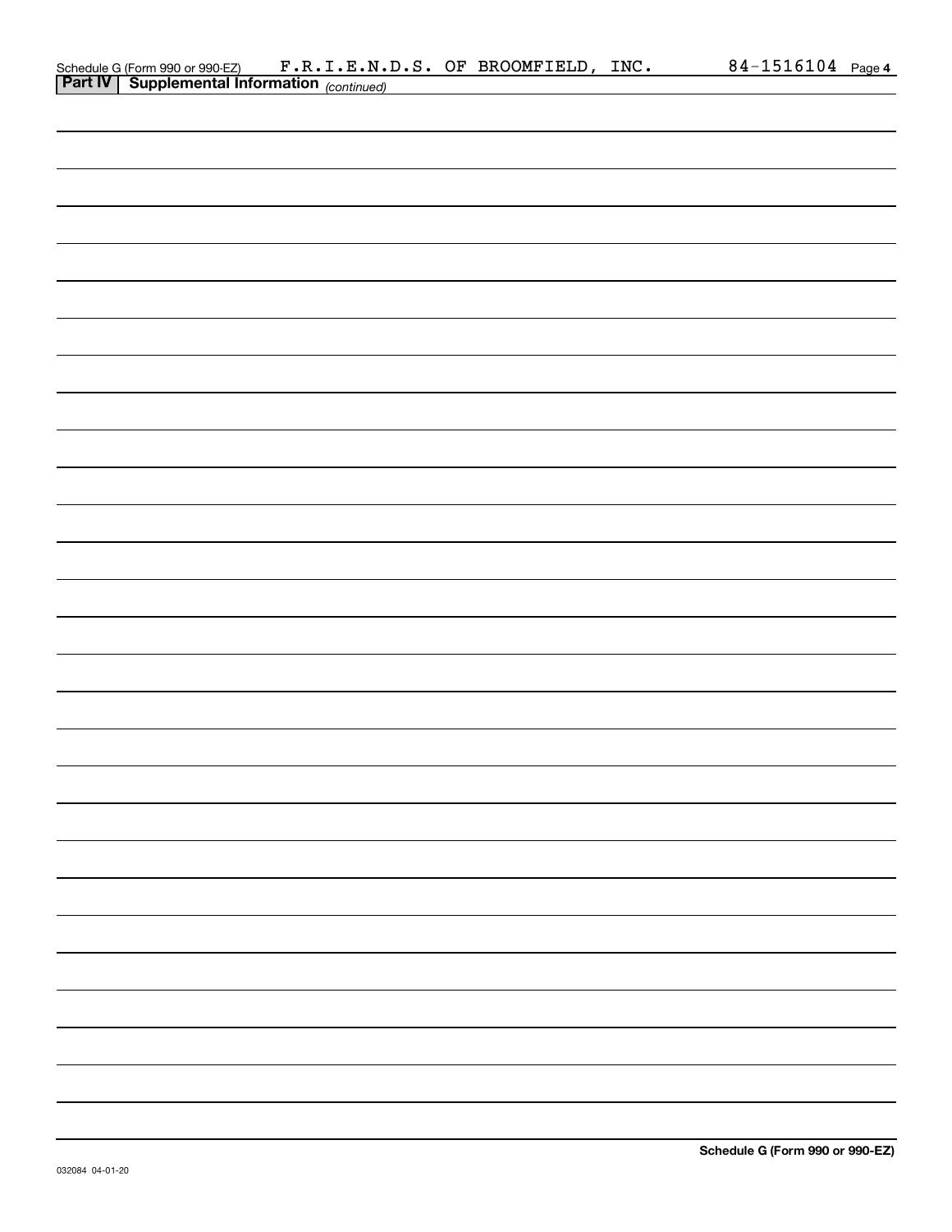Schedule G (Form 990 or 990-EZ) F.R.I.E.N.D.S. OF BROOMFIELD, INC. 84-1516104 Page 4

**Part IV** **Supplemental Information** *(continued)*

**Schedule G (Form 990 or 990-EZ)**

032084 04-01-20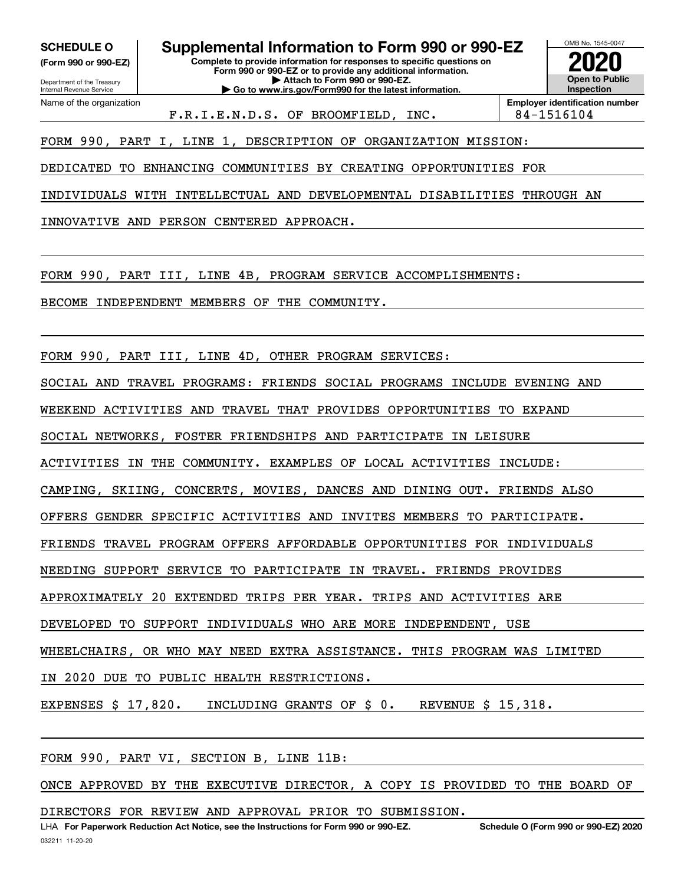**SCHEDULE O**
**(Form 990 or 990-EZ)**

Department of the Treasury
Internal Revenue Service

# Supplemental Information to Form 990 or 990-EZ

**Complete to provide information for responses to specific questions on Form 990 or 990-EZ or to provide any additional information.**
**▶ Attach to Form 990 or 990-EZ.**
**▶ Go to www.irs.gov/Form990 for the latest information.**

OMB No. 1545-0047

**2020**

**Open to Public Inspection**

Name of the organization: F.R.I.E.N.D.S. OF BROOMFIELD, INC.

**Employer identification number:** 84-1516104

FORM 990, PART I, LINE 1, DESCRIPTION OF ORGANIZATION MISSION:

DEDICATED TO ENHANCING COMMUNITIES BY CREATING OPPORTUNITIES FOR INDIVIDUALS WITH INTELLECTUAL AND DEVELOPMENTAL DISABILITIES THROUGH AN INNOVATIVE AND PERSON CENTERED APPROACH.

FORM 990, PART III, LINE 4B, PROGRAM SERVICE ACCOMPLISHMENTS:

BECOME INDEPENDENT MEMBERS OF THE COMMUNITY.

FORM 990, PART III, LINE 4D, OTHER PROGRAM SERVICES:

SOCIAL AND TRAVEL PROGRAMS: FRIENDS SOCIAL PROGRAMS INCLUDE EVENING AND WEEKEND ACTIVITIES AND TRAVEL THAT PROVIDES OPPORTUNITIES TO EXPAND SOCIAL NETWORKS, FOSTER FRIENDSHIPS AND PARTICIPATE IN LEISURE ACTIVITIES IN THE COMMUNITY. EXAMPLES OF LOCAL ACTIVITIES INCLUDE: CAMPING, SKIING, CONCERTS, MOVIES, DANCES AND DINING OUT. FRIENDS ALSO OFFERS GENDER SPECIFIC ACTIVITIES AND INVITES MEMBERS TO PARTICIPATE. FRIENDS TRAVEL PROGRAM OFFERS AFFORDABLE OPPORTUNITIES FOR INDIVIDUALS NEEDING SUPPORT SERVICE TO PARTICIPATE IN TRAVEL. FRIENDS PROVIDES APPROXIMATELY 20 EXTENDED TRIPS PER YEAR. TRIPS AND ACTIVITIES ARE DEVELOPED TO SUPPORT INDIVIDUALS WHO ARE MORE INDEPENDENT, USE WHEELCHAIRS, OR WHO MAY NEED EXTRA ASSISTANCE. THIS PROGRAM WAS LIMITED IN 2020 DUE TO PUBLIC HEALTH RESTRICTIONS.

EXPENSES $ 17,820.   INCLUDING GRANTS OF $ 0.   REVENUE $ 15,318.

FORM 990, PART VI, SECTION B, LINE 11B:

ONCE APPROVED BY THE EXECUTIVE DIRECTOR, A COPY IS PROVIDED TO THE BOARD OF DIRECTORS FOR REVIEW AND APPROVAL PRIOR TO SUBMISSION.

LHA **For Paperwork Reduction Act Notice, see the Instructions for Form 990 or 990-EZ.** **Schedule O (Form 990 or 990-EZ) 2020**

032211 11-20-20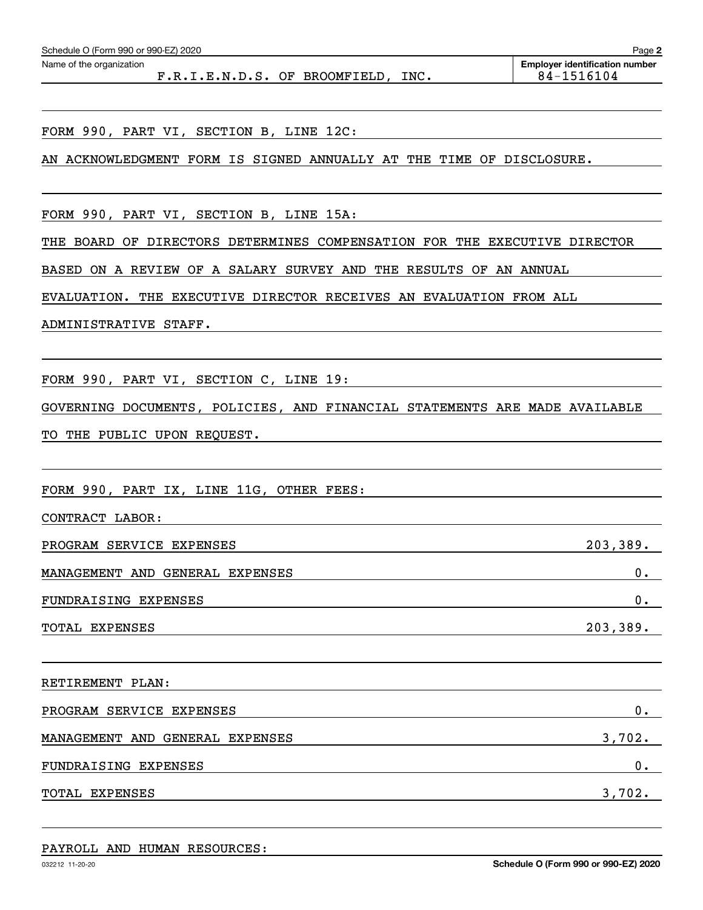Schedule O (Form 990 or 990-EZ) 2020

Name of the organization: F.R.I.E.N.D.S. OF BROOMFIELD, INC.

Employer identification number: 84-1516104

FORM 990, PART VI, SECTION B, LINE 12C:

AN ACKNOWLEDGMENT FORM IS SIGNED ANNUALLY AT THE TIME OF DISCLOSURE.

FORM 990, PART VI, SECTION B, LINE 15A:

THE BOARD OF DIRECTORS DETERMINES COMPENSATION FOR THE EXECUTIVE DIRECTOR BASED ON A REVIEW OF A SALARY SURVEY AND THE RESULTS OF AN ANNUAL EVALUATION. THE EXECUTIVE DIRECTOR RECEIVES AN EVALUATION FROM ALL ADMINISTRATIVE STAFF.

FORM 990, PART VI, SECTION C, LINE 19:

GOVERNING DOCUMENTS, POLICIES, AND FINANCIAL STATEMENTS ARE MADE AVAILABLE TO THE PUBLIC UPON REQUEST.

FORM 990, PART IX, LINE 11G, OTHER FEES:

CONTRACT LABOR:

| | |
|---|---|
| PROGRAM SERVICE EXPENSES | 203,389. |
| MANAGEMENT AND GENERAL EXPENSES | 0. |
| FUNDRAISING EXPENSES | 0. |
| TOTAL EXPENSES | 203,389. |

RETIREMENT PLAN:

| | |
|---|---|
| PROGRAM SERVICE EXPENSES | 0. |
| MANAGEMENT AND GENERAL EXPENSES | 3,702. |
| FUNDRAISING EXPENSES | 0. |
| TOTAL EXPENSES | 3,702. |

PAYROLL AND HUMAN RESOURCES: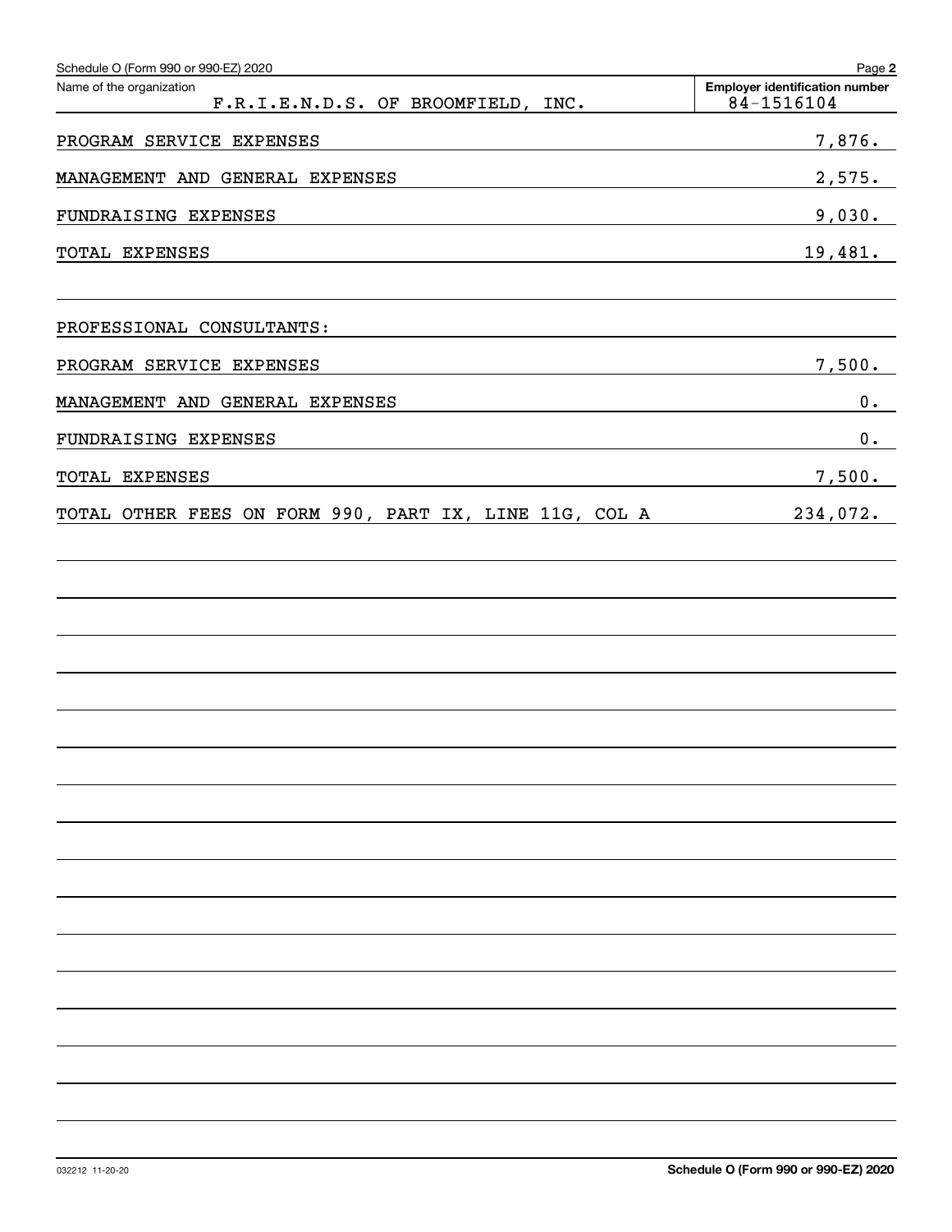Schedule O (Form 990 or 990-EZ) 2020

Name of the organization: F.R.I.E.N.D.S. OF BROOMFIELD, INC.

Employer identification number: 84-1516104

| | |
|---|---|
| PROGRAM SERVICE EXPENSES | 7,876. |
| MANAGEMENT AND GENERAL EXPENSES | 2,575. |
| FUNDRAISING EXPENSES | 9,030. |
| TOTAL EXPENSES | 19,481. |

PROFESSIONAL CONSULTANTS:

| | |
|---|---|
| PROGRAM SERVICE EXPENSES | 7,500. |
| MANAGEMENT AND GENERAL EXPENSES | 0. |
| FUNDRAISING EXPENSES | 0. |
| TOTAL EXPENSES | 7,500. |
| TOTAL OTHER FEES ON FORM 990, PART IX, LINE 11G, COL A | 234,072. |

032212 11-20-20

Schedule O (Form 990 or 990-EZ) 2020